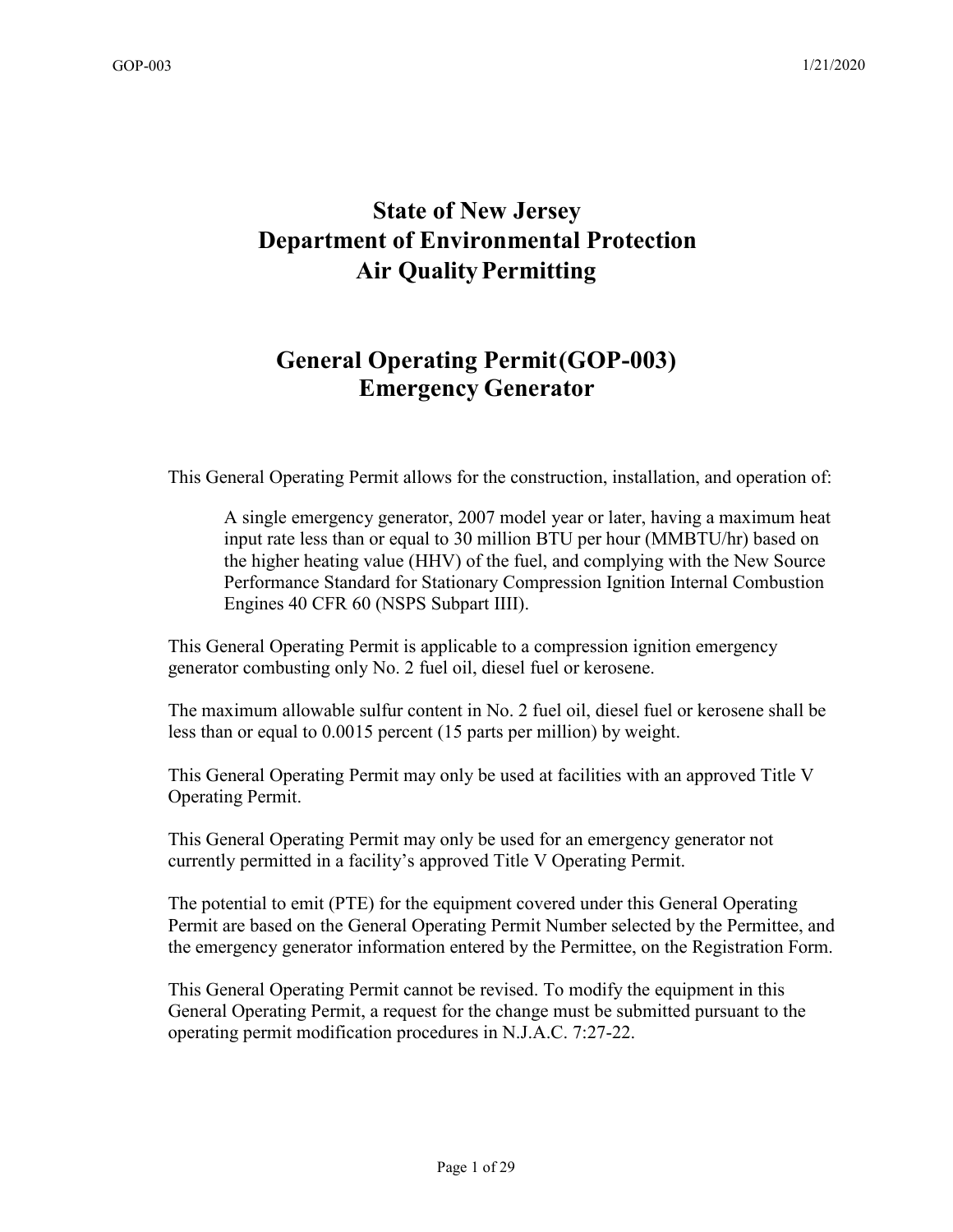# State of New Jersey
# Department of Environmental Protection
# Air Quality Permitting

## General Operating Permit (GOP-003)
## Emergency Generator

This General Operating Permit allows for the construction, installation, and operation of:

> A single emergency generator, 2007 model year or later, having a maximum heat input rate less than or equal to 30 million BTU per hour (MMBTU/hr) based on the higher heating value (HHV) of the fuel, and complying with the New Source Performance Standard for Stationary Compression Ignition Internal Combustion Engines 40 CFR 60 (NSPS Subpart IIII).

This General Operating Permit is applicable to a compression ignition emergency generator combusting only No. 2 fuel oil, diesel fuel or kerosene.

The maximum allowable sulfur content in No. 2 fuel oil, diesel fuel or kerosene shall be less than or equal to 0.0015 percent (15 parts per million) by weight.

This General Operating Permit may only be used at facilities with an approved Title V Operating Permit.

This General Operating Permit may only be used for an emergency generator not currently permitted in a facility's approved Title V Operating Permit.

The potential to emit (PTE) for the equipment covered under this General Operating Permit are based on the General Operating Permit Number selected by the Permittee, and the emergency generator information entered by the Permittee, on the Registration Form.

This General Operating Permit cannot be revised. To modify the equipment in this General Operating Permit, a request for the change must be submitted pursuant to the operating permit modification procedures in N.J.A.C. 7:27-22.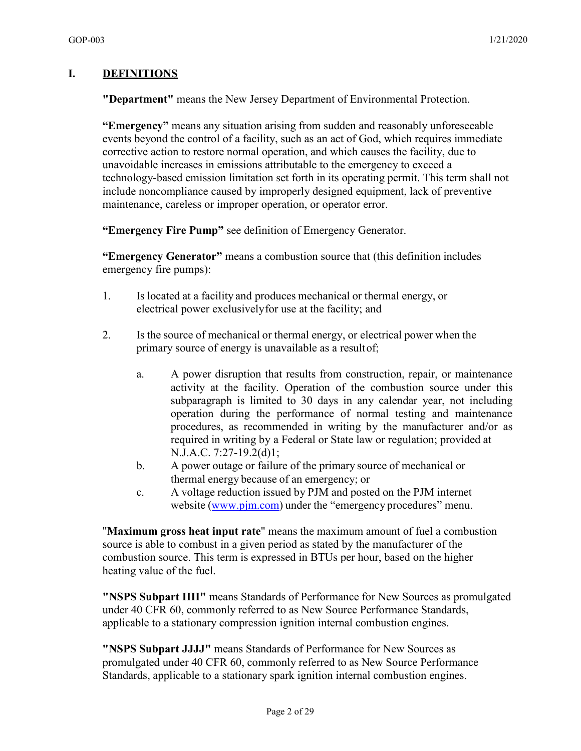## I. DEFINITIONS

**"Department"** means the New Jersey Department of Environmental Protection.

**"Emergency"** means any situation arising from sudden and reasonably unforeseeable events beyond the control of a facility, such as an act of God, which requires immediate corrective action to restore normal operation, and which causes the facility, due to unavoidable increases in emissions attributable to the emergency to exceed a technology-based emission limitation set forth in its operating permit. This term shall not include noncompliance caused by improperly designed equipment, lack of preventive maintenance, careless or improper operation, or operator error.

**"Emergency Fire Pump"** see definition of Emergency Generator.

**"Emergency Generator"** means a combustion source that (this definition includes emergency fire pumps):

1. Is located at a facility and produces mechanical or thermal energy, or electrical power exclusively for use at the facility; and

2. Is the source of mechanical or thermal energy, or electrical power when the primary source of energy is unavailable as a result of;

   a. A power disruption that results from construction, repair, or maintenance activity at the facility. Operation of the combustion source under this subparagraph is limited to 30 days in any calendar year, not including operation during the performance of normal testing and maintenance procedures, as recommended in writing by the manufacturer and/or as required in writing by a Federal or State law or regulation; provided at N.J.A.C. 7:27-19.2(d)1;
   b. A power outage or failure of the primary source of mechanical or thermal energy because of an emergency; or
   c. A voltage reduction issued by PJM and posted on the PJM internet website (www.pjm.com) under the "emergency procedures" menu.

"**Maximum gross heat input rate**" means the maximum amount of fuel a combustion source is able to combust in a given period as stated by the manufacturer of the combustion source. This term is expressed in BTUs per hour, based on the higher heating value of the fuel.

**"NSPS Subpart IIII"** means Standards of Performance for New Sources as promulgated under 40 CFR 60, commonly referred to as New Source Performance Standards, applicable to a stationary compression ignition internal combustion engines.

**"NSPS Subpart JJJJ"** means Standards of Performance for New Sources as promulgated under 40 CFR 60, commonly referred to as New Source Performance Standards, applicable to a stationary spark ignition internal combustion engines.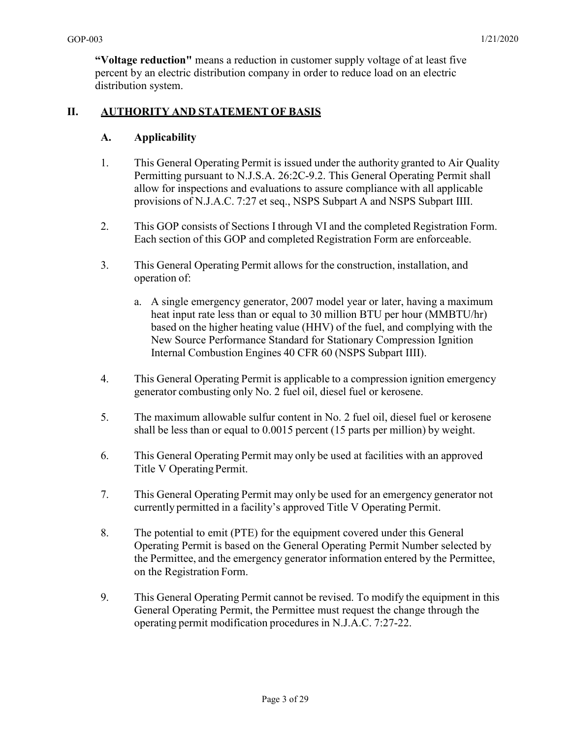**"Voltage reduction"** means a reduction in customer supply voltage of at least five percent by an electric distribution company in order to reduce load on an electric distribution system.

## II. AUTHORITY AND STATEMENT OF BASIS

### A. Applicability

1. This General Operating Permit is issued under the authority granted to Air Quality Permitting pursuant to N.J.S.A. 26:2C-9.2. This General Operating Permit shall allow for inspections and evaluations to assure compliance with all applicable provisions of N.J.A.C. 7:27 et seq., NSPS Subpart A and NSPS Subpart IIII.

2. This GOP consists of Sections I through VI and the completed Registration Form. Each section of this GOP and completed Registration Form are enforceable.

3. This General Operating Permit allows for the construction, installation, and operation of:

   a. A single emergency generator, 2007 model year or later, having a maximum heat input rate less than or equal to 30 million BTU per hour (MMBTU/hr) based on the higher heating value (HHV) of the fuel, and complying with the New Source Performance Standard for Stationary Compression Ignition Internal Combustion Engines 40 CFR 60 (NSPS Subpart IIII).

4. This General Operating Permit is applicable to a compression ignition emergency generator combusting only No. 2 fuel oil, diesel fuel or kerosene.

5. The maximum allowable sulfur content in No. 2 fuel oil, diesel fuel or kerosene shall be less than or equal to 0.0015 percent (15 parts per million) by weight.

6. This General Operating Permit may only be used at facilities with an approved Title V Operating Permit.

7. This General Operating Permit may only be used for an emergency generator not currently permitted in a facility's approved Title V Operating Permit.

8. The potential to emit (PTE) for the equipment covered under this General Operating Permit is based on the General Operating Permit Number selected by the Permittee, and the emergency generator information entered by the Permittee, on the Registration Form.

9. This General Operating Permit cannot be revised. To modify the equipment in this General Operating Permit, the Permittee must request the change through the operating permit modification procedures in N.J.A.C. 7:27-22.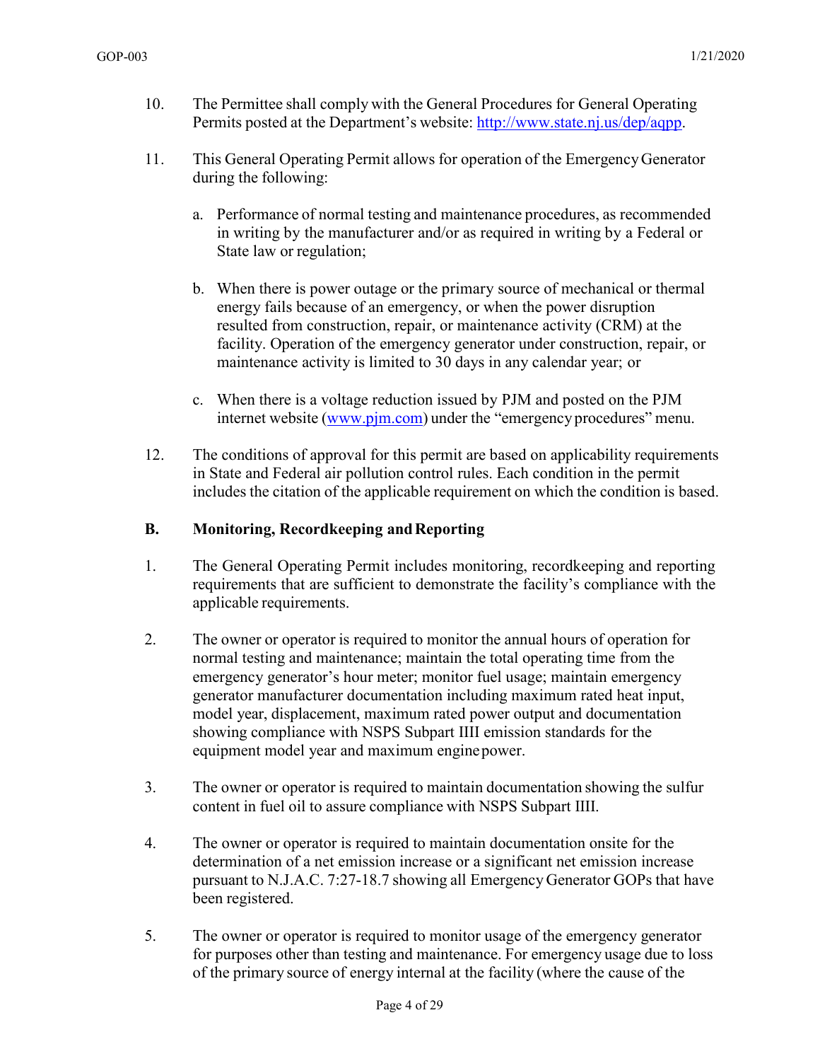10. The Permittee shall comply with the General Procedures for General Operating Permits posted at the Department's website: [http://www.state.nj.us/dep/aqpp](http://www.state.nj.us/dep/aqpp).

11. This General Operating Permit allows for operation of the Emergency Generator during the following:

    a. Performance of normal testing and maintenance procedures, as recommended in writing by the manufacturer and/or as required in writing by a Federal or State law or regulation;

    b. When there is power outage or the primary source of mechanical or thermal energy fails because of an emergency, or when the power disruption resulted from construction, repair, or maintenance activity (CRM) at the facility. Operation of the emergency generator under construction, repair, or maintenance activity is limited to 30 days in any calendar year; or

    c. When there is a voltage reduction issued by PJM and posted on the PJM internet website ([www.pjm.com](http://www.pjm.com)) under the "emergency procedures" menu.

12. The conditions of approval for this permit are based on applicability requirements in State and Federal air pollution control rules. Each condition in the permit includes the citation of the applicable requirement on which the condition is based.

## B. Monitoring, Recordkeeping and Reporting

1. The General Operating Permit includes monitoring, recordkeeping and reporting requirements that are sufficient to demonstrate the facility's compliance with the applicable requirements.

2. The owner or operator is required to monitor the annual hours of operation for normal testing and maintenance; maintain the total operating time from the emergency generator's hour meter; monitor fuel usage; maintain emergency generator manufacturer documentation including maximum rated heat input, model year, displacement, maximum rated power output and documentation showing compliance with NSPS Subpart IIII emission standards for the equipment model year and maximum engine power.

3. The owner or operator is required to maintain documentation showing the sulfur content in fuel oil to assure compliance with NSPS Subpart IIII.

4. The owner or operator is required to maintain documentation onsite for the determination of a net emission increase or a significant net emission increase pursuant to N.J.A.C. 7:27-18.7 showing all Emergency Generator GOPs that have been registered.

5. The owner or operator is required to monitor usage of the emergency generator for purposes other than testing and maintenance. For emergency usage due to loss of the primary source of energy internal at the facility (where the cause of the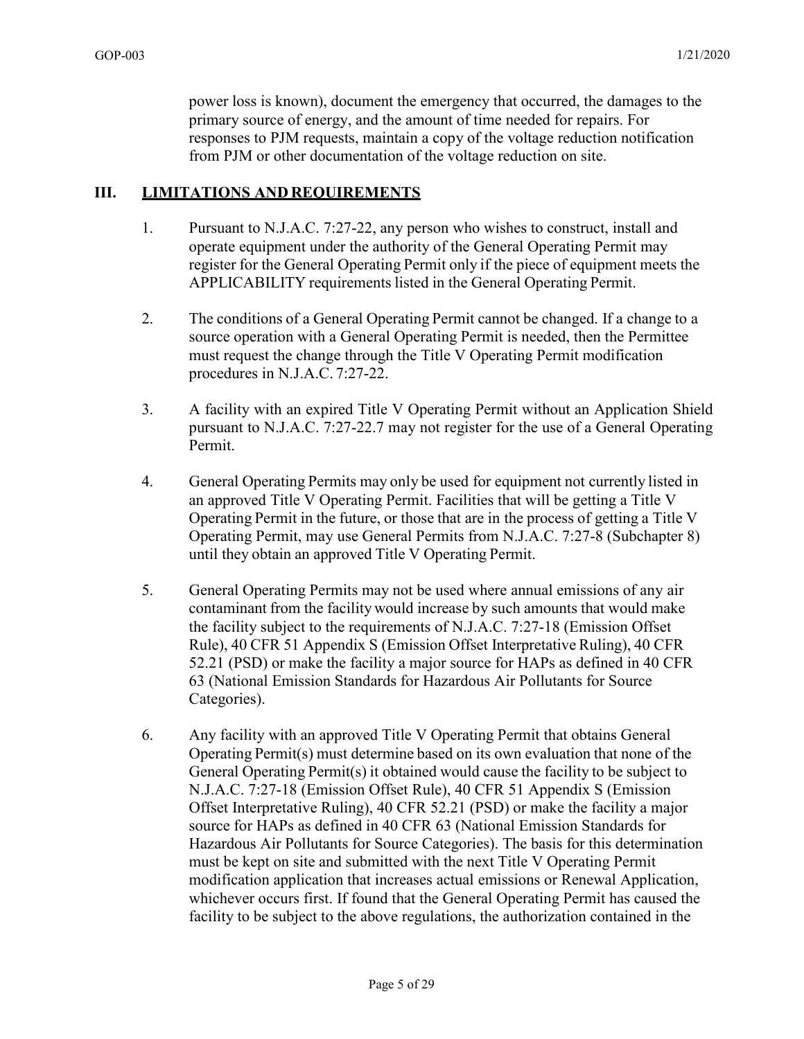power loss is known), document the emergency that occurred, the damages to the primary source of energy, and the amount of time needed for repairs. For responses to PJM requests, maintain a copy of the voltage reduction notification from PJM or other documentation of the voltage reduction on site.

## III. LIMITATIONS AND REQUIREMENTS

1. Pursuant to N.J.A.C. 7:27-22, any person who wishes to construct, install and operate equipment under the authority of the General Operating Permit may register for the General Operating Permit only if the piece of equipment meets the APPLICABILITY requirements listed in the General Operating Permit.

2. The conditions of a General Operating Permit cannot be changed. If a change to a source operation with a General Operating Permit is needed, then the Permittee must request the change through the Title V Operating Permit modification procedures in N.J.A.C. 7:27-22.

3. A facility with an expired Title V Operating Permit without an Application Shield pursuant to N.J.A.C. 7:27-22.7 may not register for the use of a General Operating Permit.

4. General Operating Permits may only be used for equipment not currently listed in an approved Title V Operating Permit. Facilities that will be getting a Title V Operating Permit in the future, or those that are in the process of getting a Title V Operating Permit, may use General Permits from N.J.A.C. 7:27-8 (Subchapter 8) until they obtain an approved Title V Operating Permit.

5. General Operating Permits may not be used where annual emissions of any air contaminant from the facility would increase by such amounts that would make the facility subject to the requirements of N.J.A.C. 7:27-18 (Emission Offset Rule), 40 CFR 51 Appendix S (Emission Offset Interpretative Ruling), 40 CFR 52.21 (PSD) or make the facility a major source for HAPs as defined in 40 CFR 63 (National Emission Standards for Hazardous Air Pollutants for Source Categories).

6. Any facility with an approved Title V Operating Permit that obtains General Operating Permit(s) must determine based on its own evaluation that none of the General Operating Permit(s) it obtained would cause the facility to be subject to N.J.A.C. 7:27-18 (Emission Offset Rule), 40 CFR 51 Appendix S (Emission Offset Interpretative Ruling), 40 CFR 52.21 (PSD) or make the facility a major source for HAPs as defined in 40 CFR 63 (National Emission Standards for Hazardous Air Pollutants for Source Categories). The basis for this determination must be kept on site and submitted with the next Title V Operating Permit modification application that increases actual emissions or Renewal Application, whichever occurs first. If found that the General Operating Permit has caused the facility to be subject to the above regulations, the authorization contained in the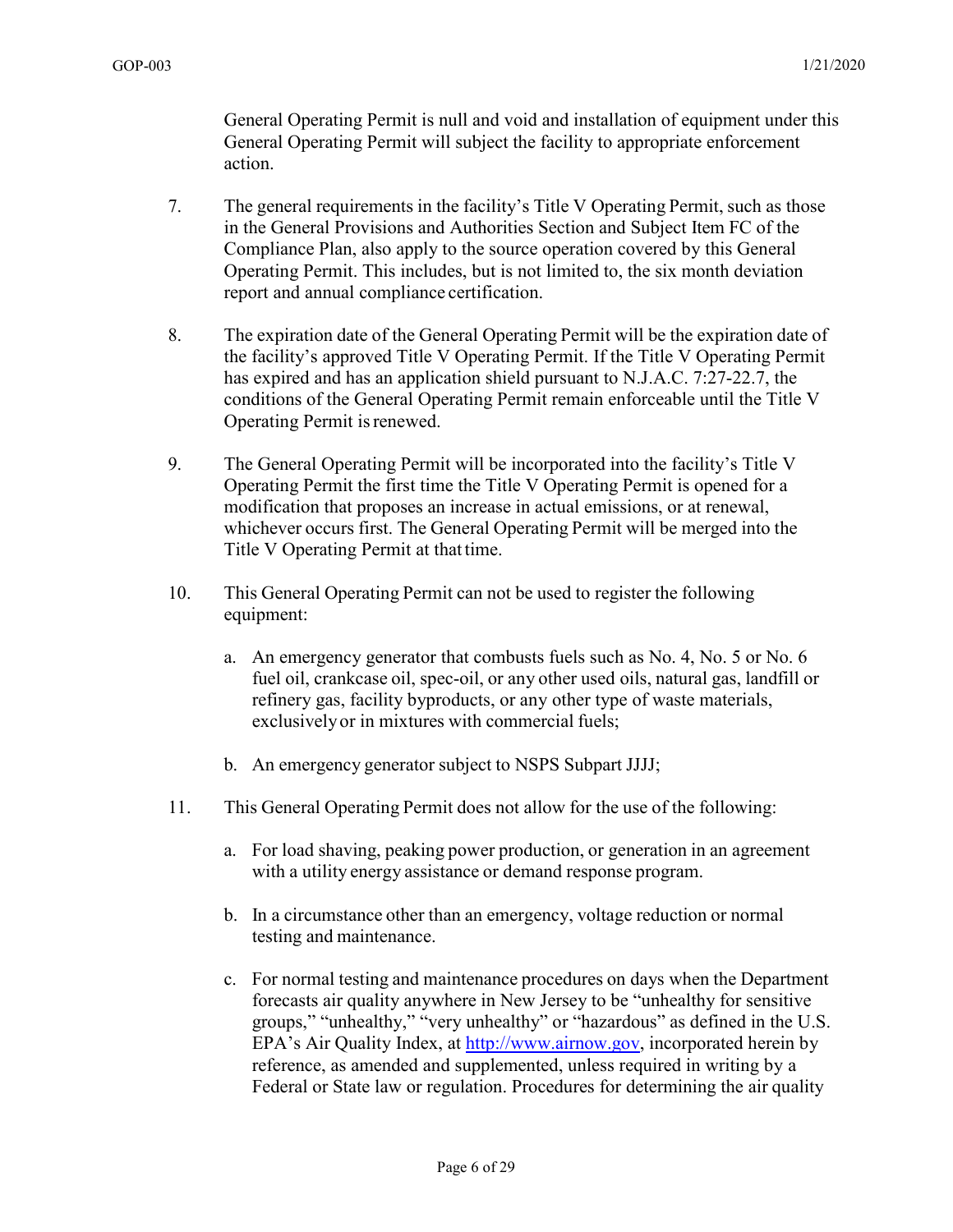General Operating Permit is null and void and installation of equipment under this General Operating Permit will subject the facility to appropriate enforcement action.

7. The general requirements in the facility's Title V Operating Permit, such as those in the General Provisions and Authorities Section and Subject Item FC of the Compliance Plan, also apply to the source operation covered by this General Operating Permit. This includes, but is not limited to, the six month deviation report and annual compliance certification.

8. The expiration date of the General Operating Permit will be the expiration date of the facility's approved Title V Operating Permit. If the Title V Operating Permit has expired and has an application shield pursuant to N.J.A.C. 7:27-22.7, the conditions of the General Operating Permit remain enforceable until the Title V Operating Permit is renewed.

9. The General Operating Permit will be incorporated into the facility's Title V Operating Permit the first time the Title V Operating Permit is opened for a modification that proposes an increase in actual emissions, or at renewal, whichever occurs first. The General Operating Permit will be merged into the Title V Operating Permit at that time.

10. This General Operating Permit can not be used to register the following equipment:

    a. An emergency generator that combusts fuels such as No. 4, No. 5 or No. 6 fuel oil, crankcase oil, spec-oil, or any other used oils, natural gas, landfill or refinery gas, facility byproducts, or any other type of waste materials, exclusively or in mixtures with commercial fuels;

    b. An emergency generator subject to NSPS Subpart JJJJ;

11. This General Operating Permit does not allow for the use of the following:

    a. For load shaving, peaking power production, or generation in an agreement with a utility energy assistance or demand response program.

    b. In a circumstance other than an emergency, voltage reduction or normal testing and maintenance.

    c. For normal testing and maintenance procedures on days when the Department forecasts air quality anywhere in New Jersey to be "unhealthy for sensitive groups," "unhealthy," "very unhealthy" or "hazardous" as defined in the U.S. EPA's Air Quality Index, at http://www.airnow.gov, incorporated herein by reference, as amended and supplemented, unless required in writing by a Federal or State law or regulation. Procedures for determining the air quality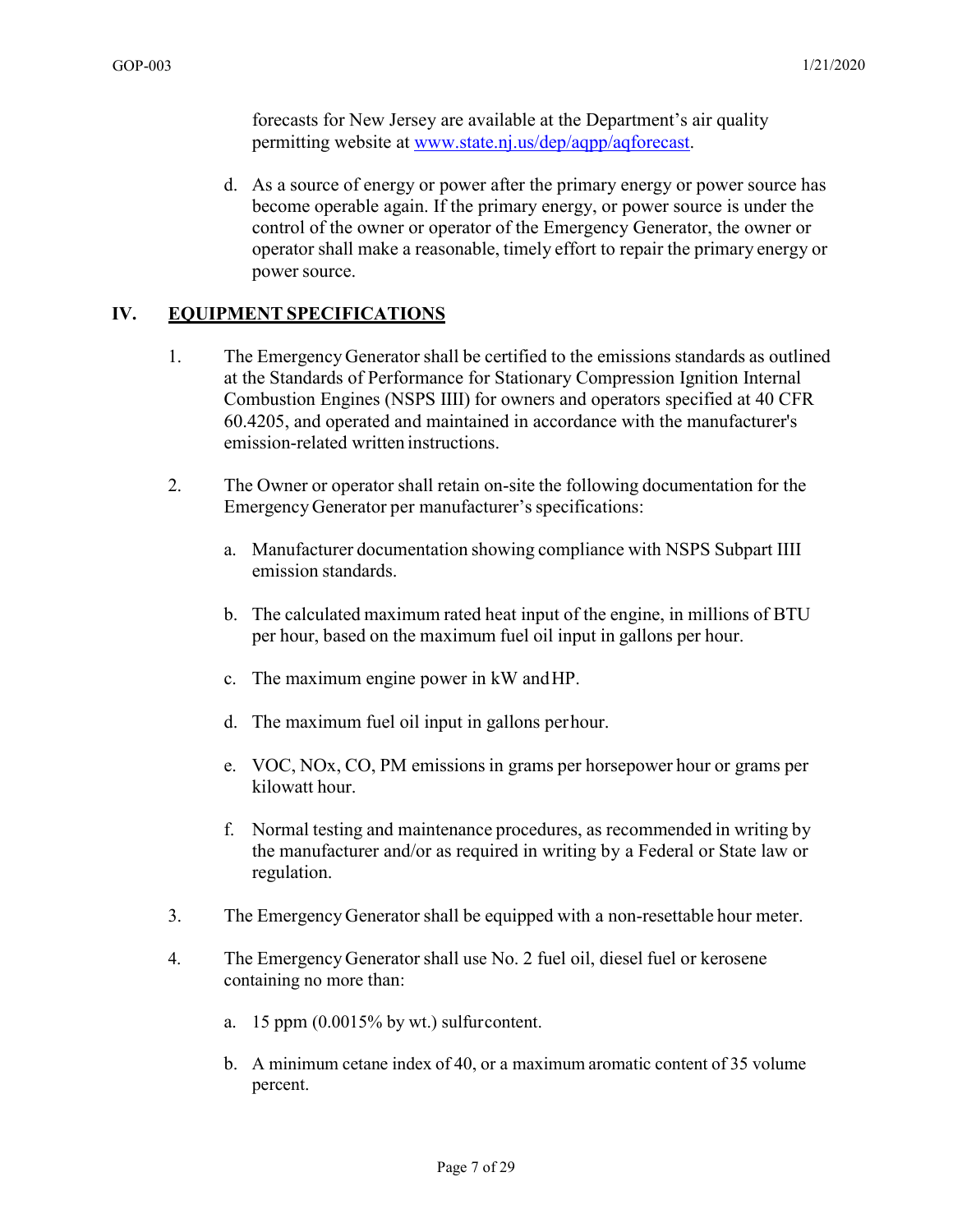forecasts for New Jersey are available at the Department's air quality permitting website at [www.state.nj.us/dep/aqpp/aqforecast](www.state.nj.us/dep/aqpp/aqforecast).

d. As a source of energy or power after the primary energy or power source has become operable again. If the primary energy, or power source is under the control of the owner or operator of the Emergency Generator, the owner or operator shall make a reasonable, timely effort to repair the primary energy or power source.

## IV. EQUIPMENT SPECIFICATIONS

1. The Emergency Generator shall be certified to the emissions standards as outlined at the Standards of Performance for Stationary Compression Ignition Internal Combustion Engines (NSPS IIII) for owners and operators specified at 40 CFR 60.4205, and operated and maintained in accordance with the manufacturer's emission-related written instructions.

2. The Owner or operator shall retain on-site the following documentation for the Emergency Generator per manufacturer's specifications:

   a. Manufacturer documentation showing compliance with NSPS Subpart IIII emission standards.

   b. The calculated maximum rated heat input of the engine, in millions of BTU per hour, based on the maximum fuel oil input in gallons per hour.

   c. The maximum engine power in kW and HP.

   d. The maximum fuel oil input in gallons per hour.

   e. VOC, NOx, CO, PM emissions in grams per horsepower hour or grams per kilowatt hour.

   f. Normal testing and maintenance procedures, as recommended in writing by the manufacturer and/or as required in writing by a Federal or State law or regulation.

3. The Emergency Generator shall be equipped with a non-resettable hour meter.

4. The Emergency Generator shall use No. 2 fuel oil, diesel fuel or kerosene containing no more than:

   a. 15 ppm (0.0015% by wt.) sulfur content.

   b. A minimum cetane index of 40, or a maximum aromatic content of 35 volume percent.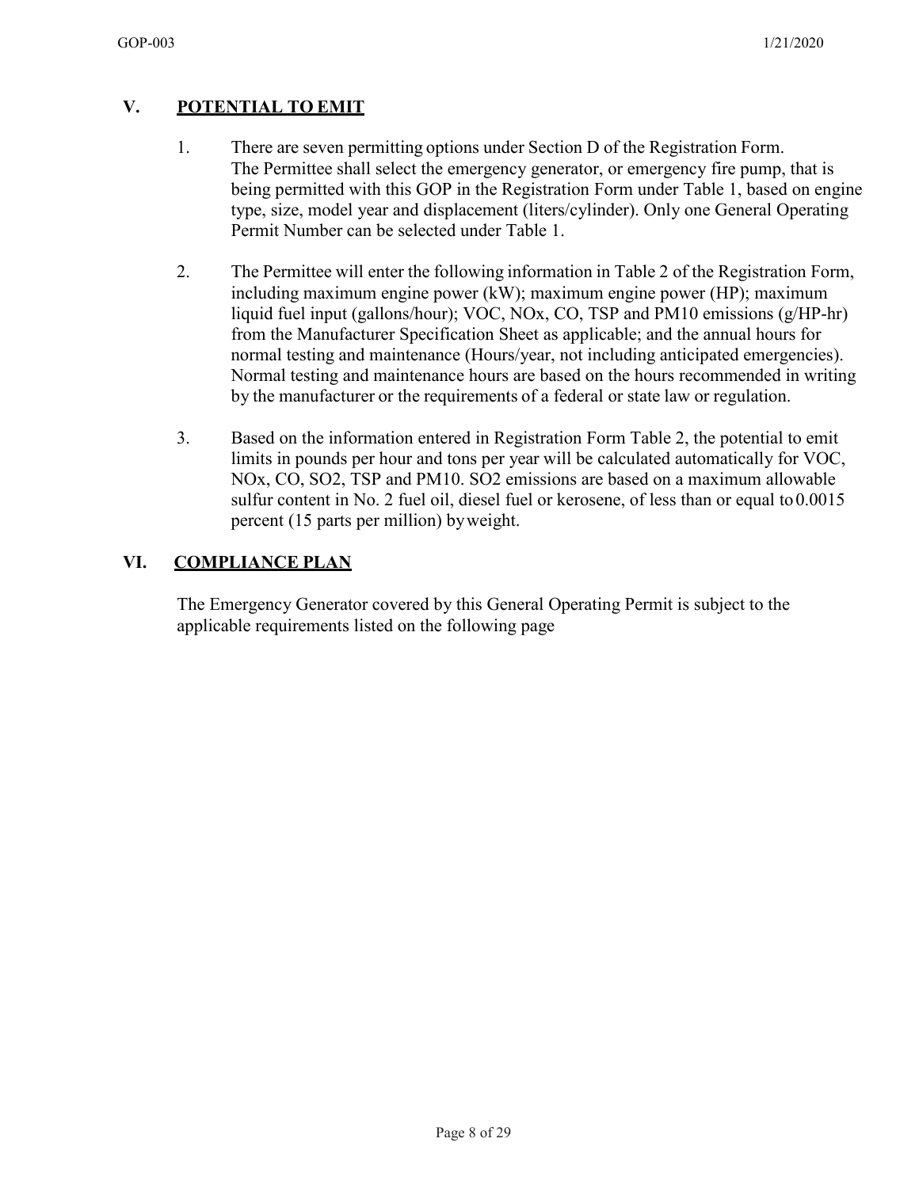## V. POTENTIAL TO EMIT

1. There are seven permitting options under Section D of the Registration Form. The Permittee shall select the emergency generator, or emergency fire pump, that is being permitted with this GOP in the Registration Form under Table 1, based on engine type, size, model year and displacement (liters/cylinder). Only one General Operating Permit Number can be selected under Table 1.

2. The Permittee will enter the following information in Table 2 of the Registration Form, including maximum engine power (kW); maximum engine power (HP); maximum liquid fuel input (gallons/hour); VOC, NOx, CO, TSP and PM10 emissions (g/HP-hr) from the Manufacturer Specification Sheet as applicable; and the annual hours for normal testing and maintenance (Hours/year, not including anticipated emergencies). Normal testing and maintenance hours are based on the hours recommended in writing by the manufacturer or the requirements of a federal or state law or regulation.

3. Based on the information entered in Registration Form Table 2, the potential to emit limits in pounds per hour and tons per year will be calculated automatically for VOC, NOx, CO, SO2, TSP and PM10. SO2 emissions are based on a maximum allowable sulfur content in No. 2 fuel oil, diesel fuel or kerosene, of less than or equal to 0.0015 percent (15 parts per million) by weight.

## VI. COMPLIANCE PLAN

The Emergency Generator covered by this General Operating Permit is subject to the applicable requirements listed on the following page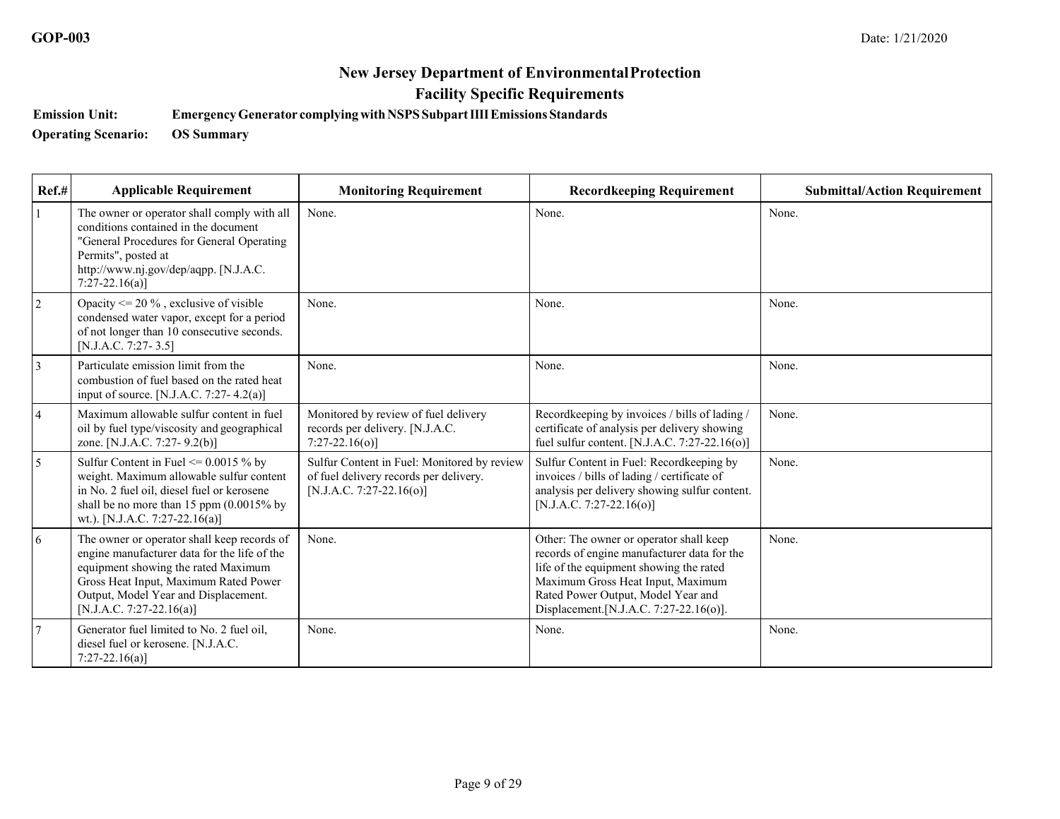## New Jersey Department of Environmental Protection
## Facility Specific Requirements

**Emission Unit:** Emergency Generator complying with NSPS Subpart IIII Emissions Standards

**Operating Scenario:** OS Summary

| Ref.# | Applicable Requirement | Monitoring Requirement | Recordkeeping Requirement | Submittal/Action Requirement |
|---|---|---|---|---|
| 1 | The owner or operator shall comply with all conditions contained in the document "General Procedures for General Operating Permits", posted at http://www.nj.gov/dep/aqpp. [N.J.A.C. 7:27-22.16(a)] | None. | None. | None. |
| 2 | Opacity <= 20 % , exclusive of visible condensed water vapor, except for a period of not longer than 10 consecutive seconds. [N.J.A.C. 7:27- 3.5] | None. | None. | None. |
| 3 | Particulate emission limit from the combustion of fuel based on the rated heat input of source. [N.J.A.C. 7:27- 4.2(a)] | None. | None. | None. |
| 4 | Maximum allowable sulfur content in fuel oil by fuel type/viscosity and geographical zone. [N.J.A.C. 7:27- 9.2(b)] | Monitored by review of fuel delivery records per delivery. [N.J.A.C. 7:27-22.16(o)] | Recordkeeping by invoices / bills of lading / certificate of analysis per delivery showing fuel sulfur content. [N.J.A.C. 7:27-22.16(o)] | None. |
| 5 | Sulfur Content in Fuel <= 0.0015 % by weight. Maximum allowable sulfur content in No. 2 fuel oil, diesel fuel or kerosene shall be no more than 15 ppm (0.0015% by wt.). [N.J.A.C. 7:27-22.16(a)] | Sulfur Content in Fuel: Monitored by review of fuel delivery records per delivery. [N.J.A.C. 7:27-22.16(o)] | Sulfur Content in Fuel: Recordkeeping by invoices / bills of lading / certificate of analysis per delivery showing sulfur content. [N.J.A.C. 7:27-22.16(o)] | None. |
| 6 | The owner or operator shall keep records of engine manufacturer data for the life of the equipment showing the rated Maximum Gross Heat Input, Maximum Rated Power Output, Model Year and Displacement. [N.J.A.C. 7:27-22.16(a)] | None. | Other: The owner or operator shall keep records of engine manufacturer data for the life of the equipment showing the rated Maximum Gross Heat Input, Maximum Rated Power Output, Model Year and Displacement.[N.J.A.C. 7:27-22.16(o)]. | None. |
| 7 | Generator fuel limited to No. 2 fuel oil, diesel fuel or kerosene. [N.J.A.C. 7:27-22.16(a)] | None. | None. | None. |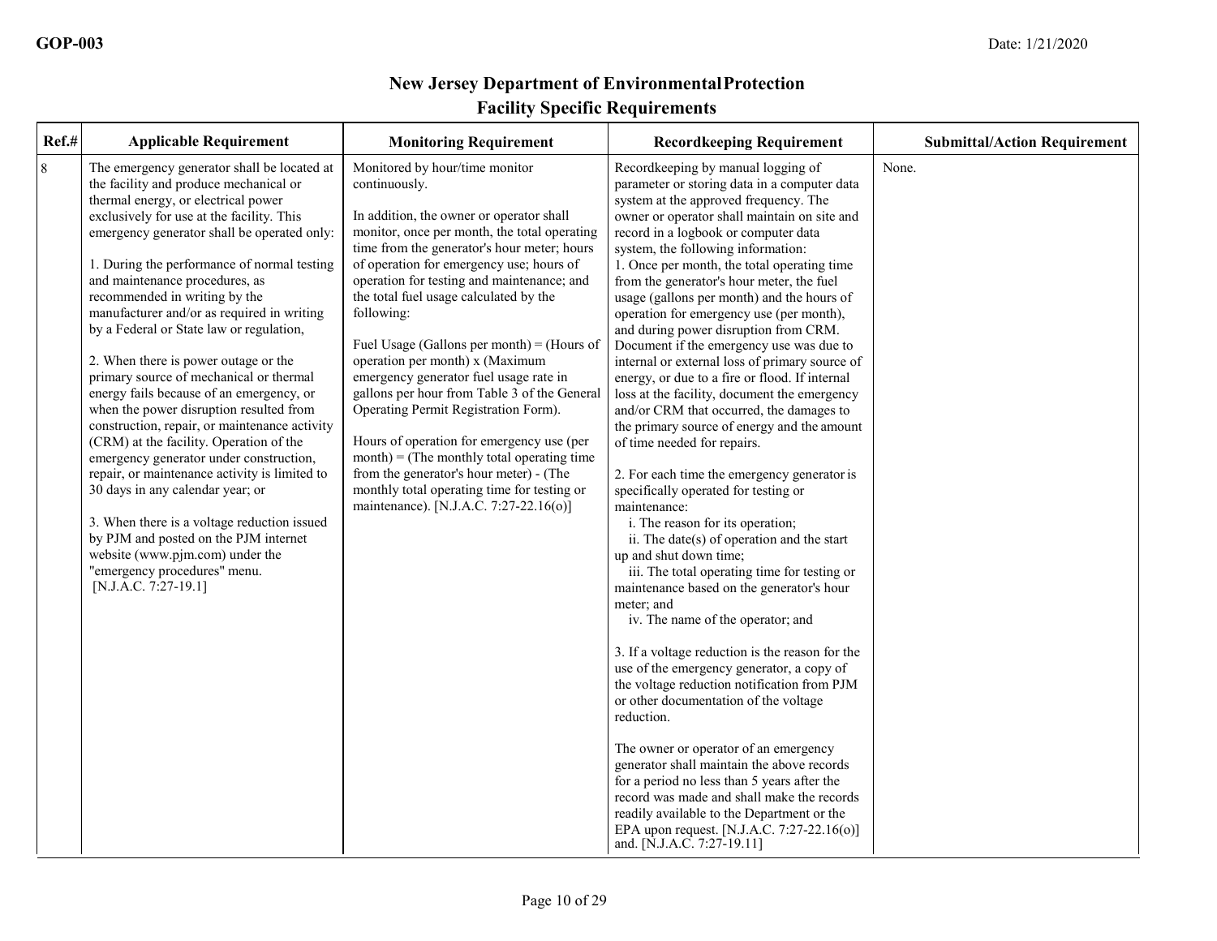# New Jersey Department of Environmental Protection
## Facility Specific Requirements

| Ref.# | Applicable Requirement | Monitoring Requirement | Recordkeeping Requirement | Submittal/Action Requirement |
|---|---|---|---|---|
| 8 | The emergency generator shall be located at the facility and produce mechanical or thermal energy, or electrical power exclusively for use at the facility. This emergency generator shall be operated only:<br><br>1. During the performance of normal testing and maintenance procedures, as recommended in writing by the manufacturer and/or as required in writing by a Federal or State law or regulation,<br><br>2. When there is power outage or the primary source of mechanical or thermal energy fails because of an emergency, or when the power disruption resulted from construction, repair, or maintenance activity (CRM) at the facility. Operation of the emergency generator under construction, repair, or maintenance activity is limited to 30 days in any calendar year; or<br><br>3. When there is a voltage reduction issued by PJM and posted on the PJM internet website (www.pjm.com) under the "emergency procedures" menu. [N.J.A.C. 7:27-19.1] | Monitored by hour/time monitor continuously.<br><br>In addition, the owner or operator shall monitor, once per month, the total operating time from the generator's hour meter; hours of operation for emergency use; hours of operation for testing and maintenance; and the total fuel usage calculated by the following:<br><br>Fuel Usage (Gallons per month) = (Hours of operation per month) x (Maximum emergency generator fuel usage rate in gallons per hour from Table 3 of the General Operating Permit Registration Form).<br><br>Hours of operation for emergency use (per month) = (The monthly total operating time from the generator's hour meter) - (The monthly total operating time for testing or maintenance). [N.J.A.C. 7:27-22.16(o)] | Recordkeeping by manual logging of parameter or storing data in a computer data system at the approved frequency. The owner or operator shall maintain on site and record in a logbook or computer data system, the following information:<br>1. Once per month, the total operating time from the generator's hour meter, the fuel usage (gallons per month) and the hours of operation for emergency use (per month), and during power disruption from CRM. Document if the emergency use was due to internal or external loss of primary source of energy, or due to a fire or flood. If internal loss at the facility, document the emergency and/or CRM that occurred, the damages to the primary source of energy and the amount of time needed for repairs.<br><br>2. For each time the emergency generator is specifically operated for testing or maintenance:<br>i. The reason for its operation;<br>ii. The date(s) of operation and the start up and shut down time;<br>iii. The total operating time for testing or maintenance based on the generator's hour meter; and<br>iv. The name of the operator; and<br><br>3. If a voltage reduction is the reason for the use of the emergency generator, a copy of the voltage reduction notification from PJM or other documentation of the voltage reduction.<br><br>The owner or operator of an emergency generator shall maintain the above records for a period no less than 5 years after the record was made and shall make the records readily available to the Department or the EPA upon request. [N.J.A.C. 7:27-22.16(o)] and. [N.J.A.C. 7:27-19.11] | None. |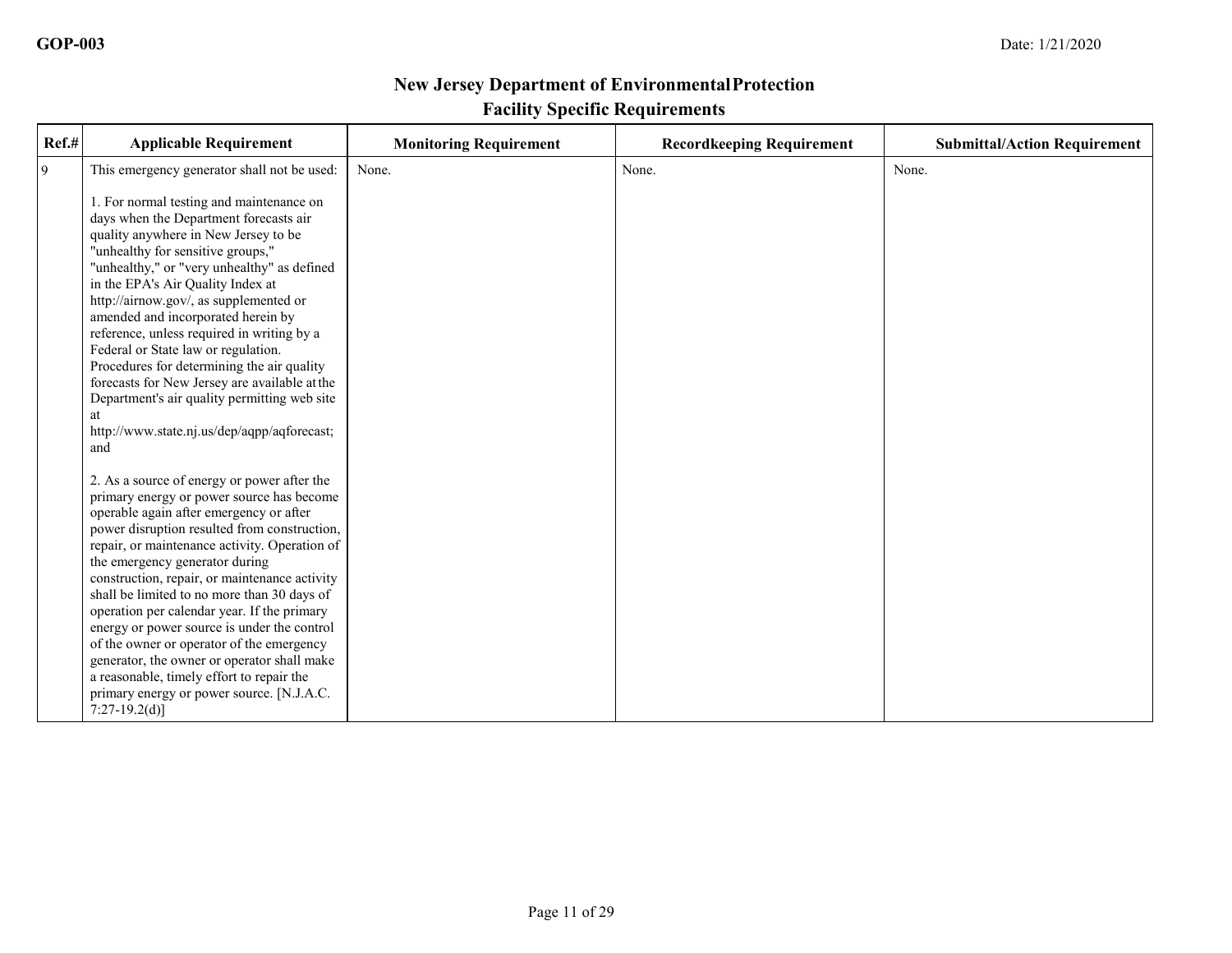# New Jersey Department of Environmental Protection
## Facility Specific Requirements

| Ref.# | Applicable Requirement | Monitoring Requirement | Recordkeeping Requirement | Submittal/Action Requirement |
|---|---|---|---|---|
| 9 | This emergency generator shall not be used:<br><br>1. For normal testing and maintenance on days when the Department forecasts air quality anywhere in New Jersey to be "unhealthy for sensitive groups," "unhealthy," or "very unhealthy" as defined in the EPA's Air Quality Index at http://airnow.gov/, as supplemented or amended and incorporated herein by reference, unless required in writing by a Federal or State law or regulation. Procedures for determining the air quality forecasts for New Jersey are available at the Department's air quality permitting web site at http://www.state.nj.us/dep/aqpp/aqforecast; and<br><br>2. As a source of energy or power after the primary energy or power source has become operable again after emergency or after power disruption resulted from construction, repair, or maintenance activity. Operation of the emergency generator during construction, repair, or maintenance activity shall be limited to no more than 30 days of operation per calendar year. If the primary energy or power source is under the control of the owner or operator of the emergency generator, the owner or operator shall make a reasonable, timely effort to repair the primary energy or power source. [N.J.A.C. 7:27-19.2(d)] | None. | None. | None. |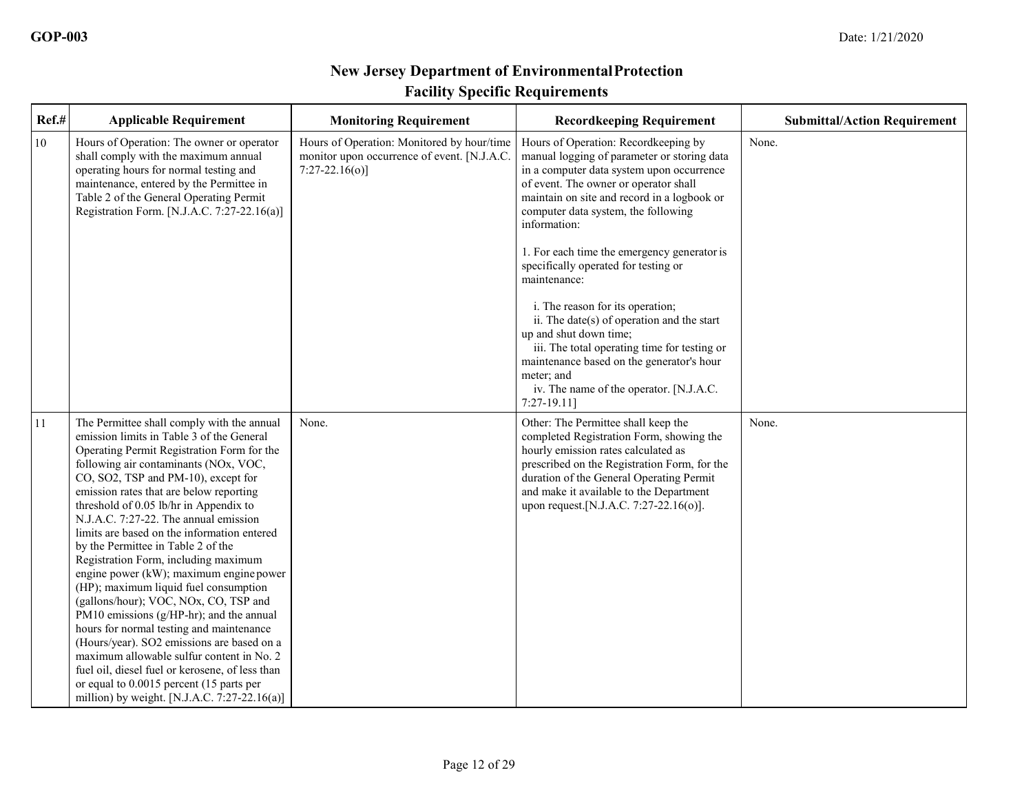## New Jersey Department of Environmental Protection
## Facility Specific Requirements

| Ref.# | Applicable Requirement | Monitoring Requirement | Recordkeeping Requirement | Submittal/Action Requirement |
|---|---|---|---|---|
| 10 | Hours of Operation: The owner or operator shall comply with the maximum annual operating hours for normal testing and maintenance, entered by the Permittee in Table 2 of the General Operating Permit Registration Form. [N.J.A.C. 7:27-22.16(a)] | Hours of Operation: Monitored by hour/time monitor upon occurrence of event. [N.J.A.C. 7:27-22.16(o)] | Hours of Operation: Recordkeeping by manual logging of parameter or storing data in a computer data system upon occurrence of event. The owner or operator shall maintain on site and record in a logbook or computer data system, the following information:<br><br>1. For each time the emergency generator is specifically operated for testing or maintenance:<br><br>i. The reason for its operation;<br>ii. The date(s) of operation and the start up and shut down time;<br>iii. The total operating time for testing or maintenance based on the generator's hour meter; and<br>iv. The name of the operator. [N.J.A.C. 7:27-19.11] | None. |
| 11 | The Permittee shall comply with the annual emission limits in Table 3 of the General Operating Permit Registration Form for the following air contaminants (NOx, VOC, CO, SO2, TSP and PM-10), except for emission rates that are below reporting threshold of 0.05 lb/hr in Appendix to N.J.A.C. 7:27-22. The annual emission limits are based on the information entered by the Permittee in Table 2 of the Registration Form, including maximum engine power (kW); maximum engine power (HP); maximum liquid fuel consumption (gallons/hour); VOC, NOx, CO, TSP and PM10 emissions (g/HP-hr); and the annual hours for normal testing and maintenance (Hours/year). SO2 emissions are based on a maximum allowable sulfur content in No. 2 fuel oil, diesel fuel or kerosene, of less than or equal to 0.0015 percent (15 parts per million) by weight. [N.J.A.C. 7:27-22.16(a)] | None. | Other: The Permittee shall keep the completed Registration Form, showing the hourly emission rates calculated as prescribed on the Registration Form, for the duration of the General Operating Permit and make it available to the Department upon request.[N.J.A.C. 7:27-22.16(o)]. | None. |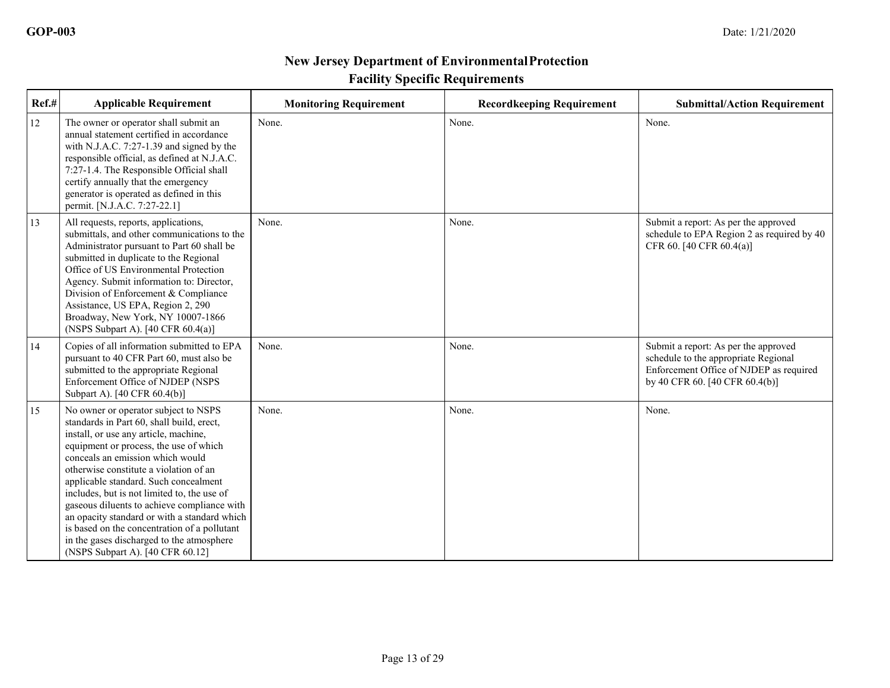## New Jersey Department of Environmental Protection
## Facility Specific Requirements

| Ref.# | Applicable Requirement | Monitoring Requirement | Recordkeeping Requirement | Submittal/Action Requirement |
|---|---|---|---|---|
| 12 | The owner or operator shall submit an annual statement certified in accordance with N.J.A.C. 7:27-1.39 and signed by the responsible official, as defined at N.J.A.C. 7:27-1.4. The Responsible Official shall certify annually that the emergency generator is operated as defined in this permit. [N.J.A.C. 7:27-22.1] | None. | None. | None. |
| 13 | All requests, reports, applications, submittals, and other communications to the Administrator pursuant to Part 60 shall be submitted in duplicate to the Regional Office of US Environmental Protection Agency. Submit information to: Director, Division of Enforcement & Compliance Assistance, US EPA, Region 2, 290 Broadway, New York, NY 10007-1866 (NSPS Subpart A). [40 CFR 60.4(a)] | None. | None. | Submit a report: As per the approved schedule to EPA Region 2 as required by 40 CFR 60. [40 CFR 60.4(a)] |
| 14 | Copies of all information submitted to EPA pursuant to 40 CFR Part 60, must also be submitted to the appropriate Regional Enforcement Office of NJDEP (NSPS Subpart A). [40 CFR 60.4(b)] | None. | None. | Submit a report: As per the approved schedule to the appropriate Regional Enforcement Office of NJDEP as required by 40 CFR 60. [40 CFR 60.4(b)] |
| 15 | No owner or operator subject to NSPS standards in Part 60, shall build, erect, install, or use any article, machine, equipment or process, the use of which conceals an emission which would otherwise constitute a violation of an applicable standard. Such concealment includes, but is not limited to, the use of gaseous diluents to achieve compliance with an opacity standard or with a standard which is based on the concentration of a pollutant in the gases discharged to the atmosphere (NSPS Subpart A). [40 CFR 60.12] | None. | None. | None. |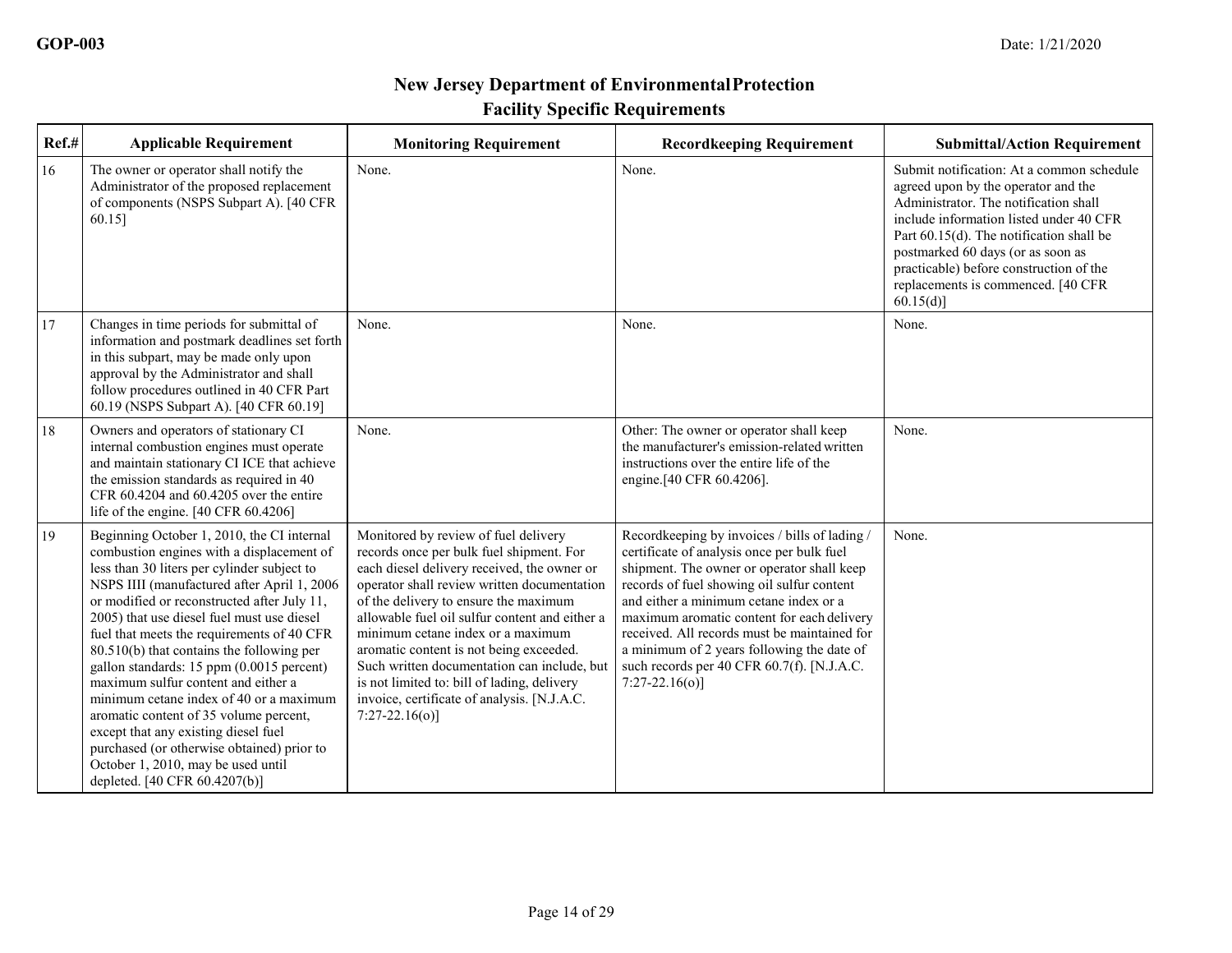## New Jersey Department of Environmental Protection
## Facility Specific Requirements

| Ref.# | Applicable Requirement | Monitoring Requirement | Recordkeeping Requirement | Submittal/Action Requirement |
|---|---|---|---|---|
| 16 | The owner or operator shall notify the Administrator of the proposed replacement of components (NSPS Subpart A). [40 CFR 60.15] | None. | None. | Submit notification: At a common schedule agreed upon by the operator and the Administrator. The notification shall include information listed under 40 CFR Part 60.15(d). The notification shall be postmarked 60 days (or as soon as practicable) before construction of the replacements is commenced. [40 CFR 60.15(d)] |
| 17 | Changes in time periods for submittal of information and postmark deadlines set forth in this subpart, may be made only upon approval by the Administrator and shall follow procedures outlined in 40 CFR Part 60.19 (NSPS Subpart A). [40 CFR 60.19] | None. | None. | None. |
| 18 | Owners and operators of stationary CI internal combustion engines must operate and maintain stationary CI ICE that achieve the emission standards as required in 40 CFR 60.4204 and 60.4205 over the entire life of the engine. [40 CFR 60.4206] | None. | Other: The owner or operator shall keep the manufacturer's emission-related written instructions over the entire life of the engine.[40 CFR 60.4206]. | None. |
| 19 | Beginning October 1, 2010, the CI internal combustion engines with a displacement of less than 30 liters per cylinder subject to NSPS IIII (manufactured after April 1, 2006 or modified or reconstructed after July 11, 2005) that use diesel fuel must use diesel fuel that meets the requirements of 40 CFR 80.510(b) that contains the following per gallon standards: 15 ppm (0.0015 percent) maximum sulfur content and either a minimum cetane index of 40 or a maximum aromatic content of 35 volume percent, except that any existing diesel fuel purchased (or otherwise obtained) prior to October 1, 2010, may be used until depleted. [40 CFR 60.4207(b)] | Monitored by review of fuel delivery records once per bulk fuel shipment. For each diesel delivery received, the owner or operator shall review written documentation of the delivery to ensure the maximum allowable fuel oil sulfur content and either a minimum cetane index or a maximum aromatic content is not being exceeded. Such written documentation can include, but is not limited to: bill of lading, delivery invoice, certificate of analysis. [N.J.A.C. 7:27-22.16(o)] | Recordkeeping by invoices / bills of lading / certificate of analysis once per bulk fuel shipment. The owner or operator shall keep records of fuel showing oil sulfur content and either a minimum cetane index or a maximum aromatic content for each delivery received. All records must be maintained for a minimum of 2 years following the date of such records per 40 CFR 60.7(f). [N.J.A.C. 7:27-22.16(o)] | None. |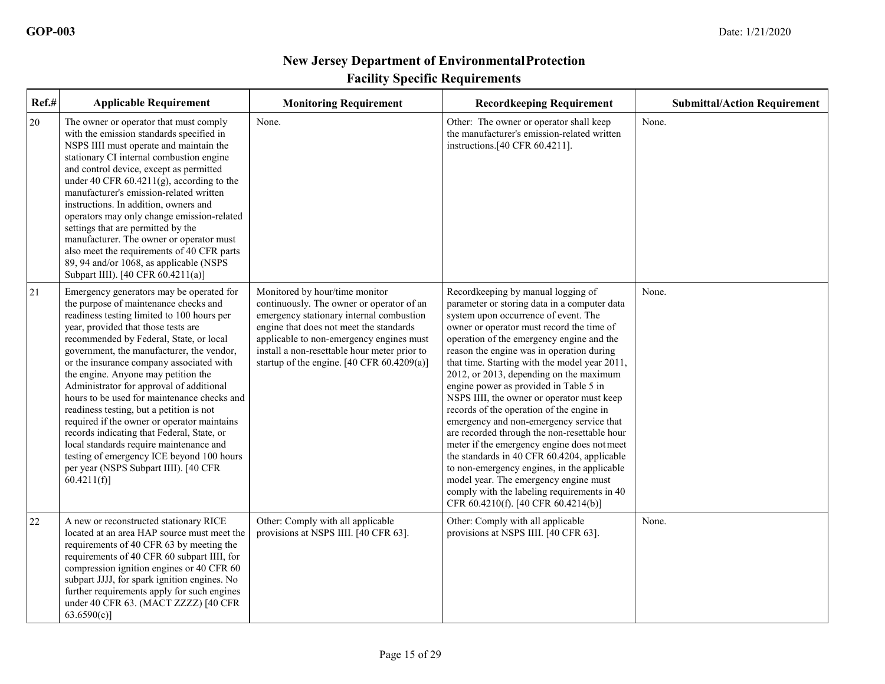## New Jersey Department of Environmental Protection
## Facility Specific Requirements

| Ref.# | Applicable Requirement | Monitoring Requirement | Recordkeeping Requirement | Submittal/Action Requirement |
|---|---|---|---|---|
| 20 | The owner or operator that must comply with the emission standards specified in NSPS IIII must operate and maintain the stationary CI internal combustion engine and control device, except as permitted under 40 CFR 60.4211(g), according to the manufacturer's emission-related written instructions. In addition, owners and operators may only change emission-related settings that are permitted by the manufacturer. The owner or operator must also meet the requirements of 40 CFR parts 89, 94 and/or 1068, as applicable (NSPS Subpart IIII). [40 CFR 60.4211(a)] | None. | Other: The owner or operator shall keep the manufacturer's emission-related written instructions.[40 CFR 60.4211]. | None. |
| 21 | Emergency generators may be operated for the purpose of maintenance checks and readiness testing limited to 100 hours per year, provided that those tests are recommended by Federal, State, or local government, the manufacturer, the vendor, or the insurance company associated with the engine. Anyone may petition the Administrator for approval of additional hours to be used for maintenance checks and readiness testing, but a petition is not required if the owner or operator maintains records indicating that Federal, State, or local standards require maintenance and testing of emergency ICE beyond 100 hours per year (NSPS Subpart IIII). [40 CFR 60.4211(f)] | Monitored by hour/time monitor continuously. The owner or operator of an emergency stationary internal combustion engine that does not meet the standards applicable to non-emergency engines must install a non-resettable hour meter prior to startup of the engine. [40 CFR 60.4209(a)] | Recordkeeping by manual logging of parameter or storing data in a computer data system upon occurrence of event. The owner or operator must record the time of operation of the emergency engine and the reason the engine was in operation during that time. Starting with the model year 2011, 2012, or 2013, depending on the maximum engine power as provided in Table 5 in NSPS IIII, the owner or operator must keep records of the operation of the engine in emergency and non-emergency service that are recorded through the non-resettable hour meter if the emergency engine does not meet the standards in 40 CFR 60.4204, applicable to non-emergency engines, in the applicable model year. The emergency engine must comply with the labeling requirements in 40 CFR 60.4210(f). [40 CFR 60.4214(b)] | None. |
| 22 | A new or reconstructed stationary RICE located at an area HAP source must meet the requirements of 40 CFR 63 by meeting the requirements of 40 CFR 60 subpart IIII, for compression ignition engines or 40 CFR 60 subpart JJJJ, for spark ignition engines. No further requirements apply for such engines under 40 CFR 63. (MACT ZZZZ) [40 CFR 63.6590(c)] | Other: Comply with all applicable provisions at NSPS IIII. [40 CFR 63]. | Other: Comply with all applicable provisions at NSPS IIII. [40 CFR 63]. | None. |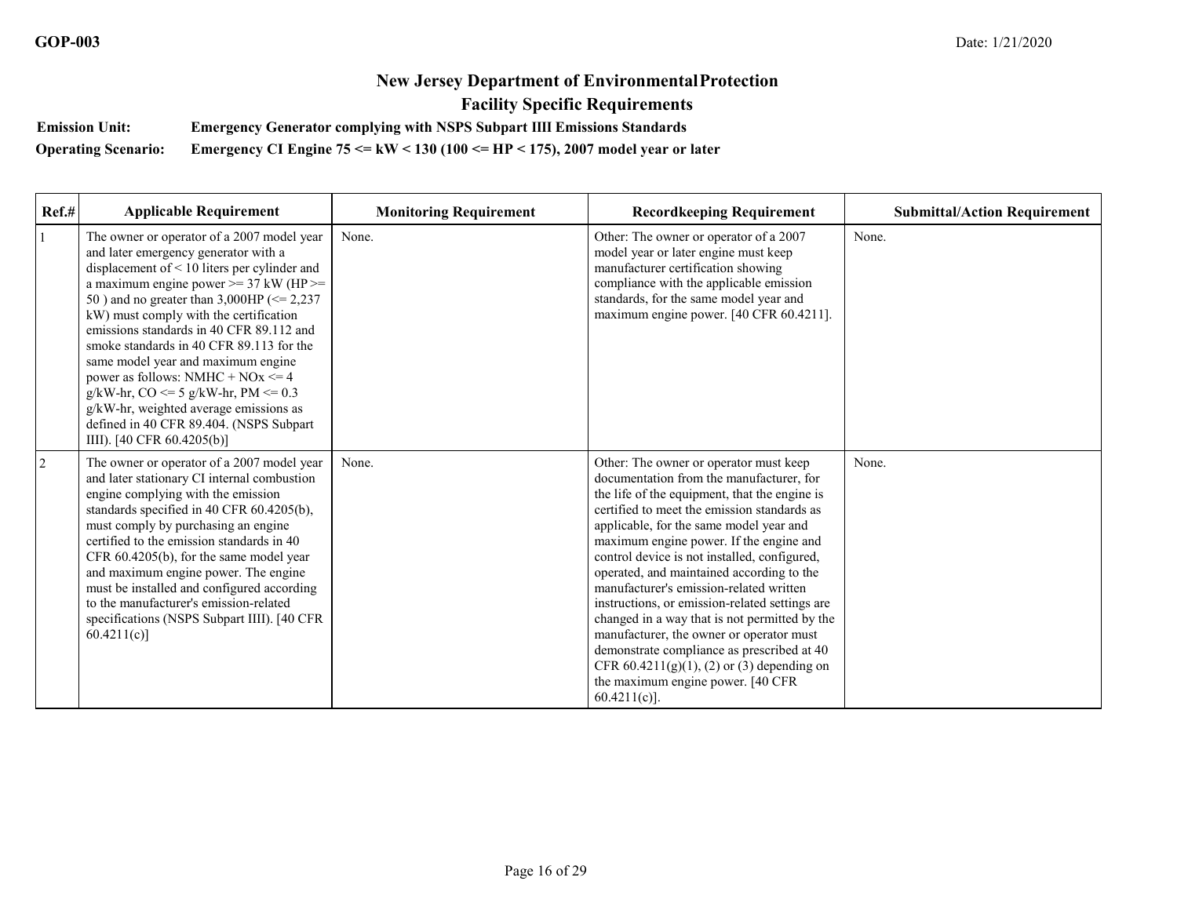# New Jersey Department of Environmental Protection

## Facility Specific Requirements

**Emission Unit:** Emergency Generator complying with NSPS Subpart IIII Emissions Standards

**Operating Scenario:** Emergency CI Engine 75 <= kW < 130 (100 <= HP < 175), 2007 model year or later

| Ref.# | Applicable Requirement | Monitoring Requirement | Recordkeeping Requirement | Submittal/Action Requirement |
|---|---|---|---|---|
| 1 | The owner or operator of a 2007 model year and later emergency generator with a displacement of < 10 liters per cylinder and a maximum engine power >= 37 kW (HP >= 50 ) and no greater than 3,000HP (<= 2,237 kW) must comply with the certification emissions standards in 40 CFR 89.112 and smoke standards in 40 CFR 89.113 for the same model year and maximum engine power as follows: NMHC + NOx <= 4 g/kW-hr, CO <= 5 g/kW-hr, PM <= 0.3 g/kW-hr, weighted average emissions as defined in 40 CFR 89.404. (NSPS Subpart IIII). [40 CFR 60.4205(b)] | None. | Other: The owner or operator of a 2007 model year or later engine must keep manufacturer certification showing compliance with the applicable emission standards, for the same model year and maximum engine power. [40 CFR 60.4211]. | None. |
| 2 | The owner or operator of a 2007 model year and later stationary CI internal combustion engine complying with the emission standards specified in 40 CFR 60.4205(b), must comply by purchasing an engine certified to the emission standards in 40 CFR 60.4205(b), for the same model year and maximum engine power. The engine must be installed and configured according to the manufacturer's emission-related specifications (NSPS Subpart IIII). [40 CFR 60.4211(c)] | None. | Other: The owner or operator must keep documentation from the manufacturer, for the life of the equipment, that the engine is certified to meet the emission standards as applicable, for the same model year and maximum engine power. If the engine and control device is not installed, configured, operated, and maintained according to the manufacturer's emission-related written instructions, or emission-related settings are changed in a way that is not permitted by the manufacturer, the owner or operator must demonstrate compliance as prescribed at 40 CFR 60.4211(g)(1), (2) or (3) depending on the maximum engine power. [40 CFR 60.4211(c)]. | None. |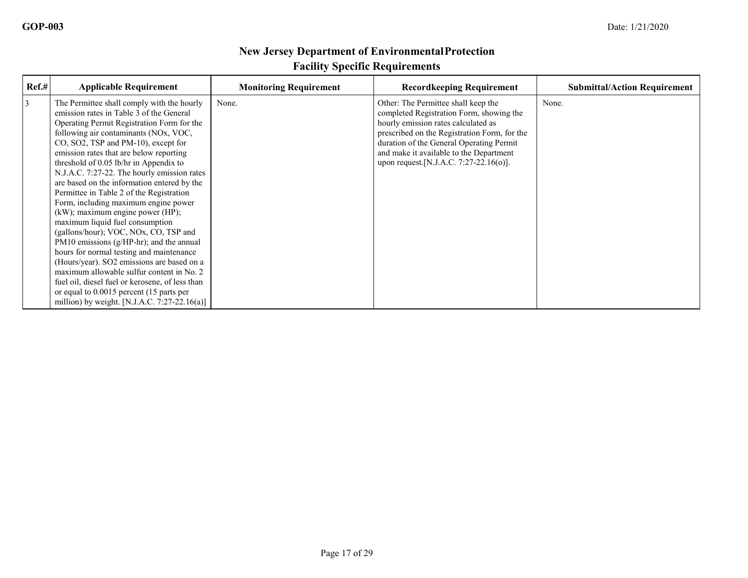## New Jersey Department of Environmental Protection
## Facility Specific Requirements

| Ref.# | Applicable Requirement | Monitoring Requirement | Recordkeeping Requirement | Submittal/Action Requirement |
|---|---|---|---|---|
| 3 | The Permittee shall comply with the hourly emission rates in Table 3 of the General Operating Permit Registration Form for the following air contaminants (NOx, VOC, CO, SO2, TSP and PM-10), except for emission rates that are below reporting threshold of 0.05 lb/hr in Appendix to N.J.A.C. 7:27-22. The hourly emission rates are based on the information entered by the Permittee in Table 2 of the Registration Form, including maximum engine power (kW); maximum engine power (HP); maximum liquid fuel consumption (gallons/hour); VOC, NOx, CO, TSP and PM10 emissions (g/HP-hr); and the annual hours for normal testing and maintenance (Hours/year). SO2 emissions are based on a maximum allowable sulfur content in No. 2 fuel oil, diesel fuel or kerosene, of less than or equal to 0.0015 percent (15 parts per million) by weight. [N.J.A.C. 7:27-22.16(a)] | None. | Other: The Permittee shall keep the completed Registration Form, showing the hourly emission rates calculated as prescribed on the Registration Form, for the duration of the General Operating Permit and make it available to the Department upon request.[N.J.A.C. 7:27-22.16(o)]. | None. |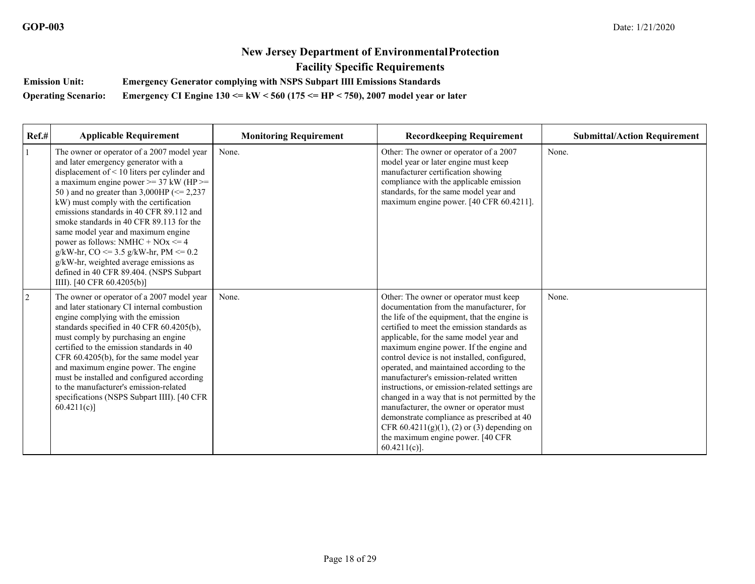# New Jersey Department of Environmental Protection

## Facility Specific Requirements

**Emission Unit:** Emergency Generator complying with NSPS Subpart IIII Emissions Standards

**Operating Scenario:** Emergency CI Engine 130 <= kW < 560 (175 <= HP < 750), 2007 model year or later

| Ref.# | Applicable Requirement | Monitoring Requirement | Recordkeeping Requirement | Submittal/Action Requirement |
|---|---|---|---|---|
| 1 | The owner or operator of a 2007 model year and later emergency generator with a displacement of < 10 liters per cylinder and a maximum engine power >= 37 kW (HP >= 50 ) and no greater than 3,000HP (<= 2,237 kW) must comply with the certification emissions standards in 40 CFR 89.112 and smoke standards in 40 CFR 89.113 for the same model year and maximum engine power as follows: NMHC + NOx <= 4 g/kW-hr, CO <= 3.5 g/kW-hr, PM <= 0.2 g/kW-hr, weighted average emissions as defined in 40 CFR 89.404. (NSPS Subpart IIII). [40 CFR 60.4205(b)] | None. | Other: The owner or operator of a 2007 model year or later engine must keep manufacturer certification showing compliance with the applicable emission standards, for the same model year and maximum engine power. [40 CFR 60.4211]. | None. |
| 2 | The owner or operator of a 2007 model year and later stationary CI internal combustion engine complying with the emission standards specified in 40 CFR 60.4205(b), must comply by purchasing an engine certified to the emission standards in 40 CFR 60.4205(b), for the same model year and maximum engine power. The engine must be installed and configured according to the manufacturer's emission-related specifications (NSPS Subpart IIII). [40 CFR 60.4211(c)] | None. | Other: The owner or operator must keep documentation from the manufacturer, for the life of the equipment, that the engine is certified to meet the emission standards as applicable, for the same model year and maximum engine power. If the engine and control device is not installed, configured, operated, and maintained according to the manufacturer's emission-related written instructions, or emission-related settings are changed in a way that is not permitted by the manufacturer, the owner or operator must demonstrate compliance as prescribed at 40 CFR 60.4211(g)(1), (2) or (3) depending on the maximum engine power. [40 CFR 60.4211(c)]. | None. |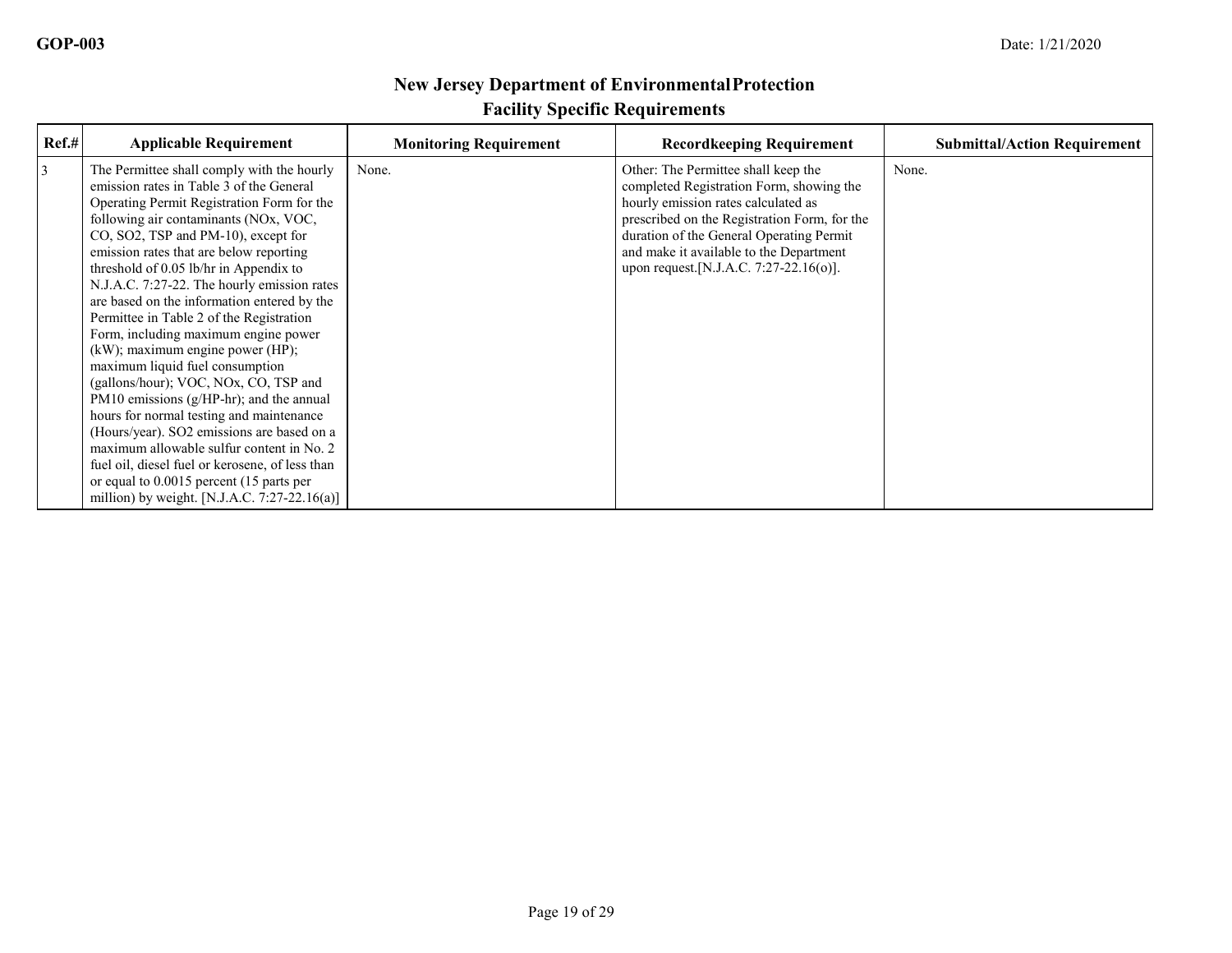# New Jersey Department of Environmental Protection
## Facility Specific Requirements

| Ref.# | Applicable Requirement | Monitoring Requirement | Recordkeeping Requirement | Submittal/Action Requirement |
|---|---|---|---|---|
| 3 | The Permittee shall comply with the hourly emission rates in Table 3 of the General Operating Permit Registration Form for the following air contaminants (NOx, VOC, CO, SO2, TSP and PM-10), except for emission rates that are below reporting threshold of 0.05 lb/hr in Appendix to N.J.A.C. 7:27-22. The hourly emission rates are based on the information entered by the Permittee in Table 2 of the Registration Form, including maximum engine power (kW); maximum engine power (HP); maximum liquid fuel consumption (gallons/hour); VOC, NOx, CO, TSP and PM10 emissions (g/HP-hr); and the annual hours for normal testing and maintenance (Hours/year). SO2 emissions are based on a maximum allowable sulfur content in No. 2 fuel oil, diesel fuel or kerosene, of less than or equal to 0.0015 percent (15 parts per million) by weight. [N.J.A.C. 7:27-22.16(a)] | None. | Other: The Permittee shall keep the completed Registration Form, showing the hourly emission rates calculated as prescribed on the Registration Form, for the duration of the General Operating Permit and make it available to the Department upon request.[N.J.A.C. 7:27-22.16(o)]. | None. |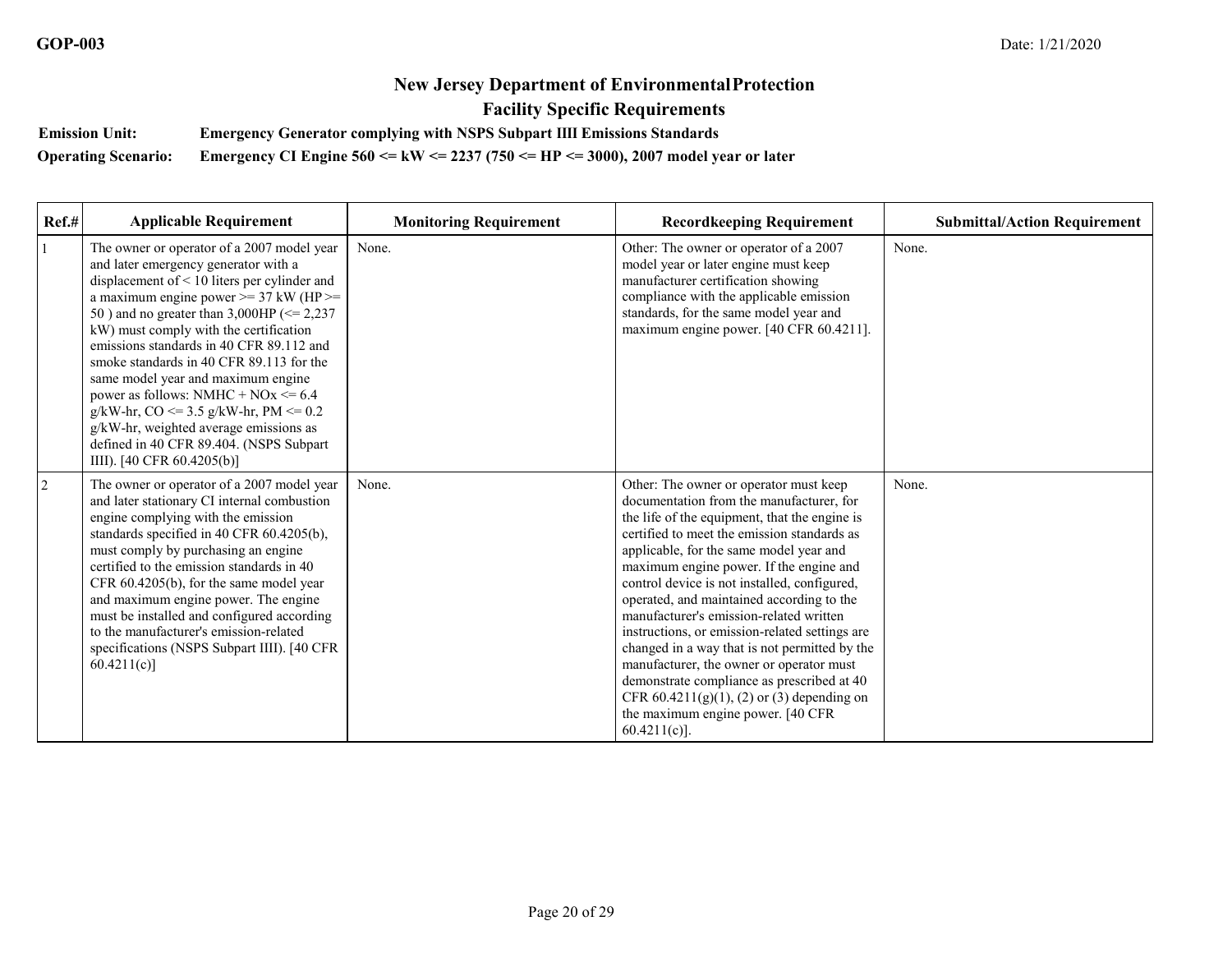# New Jersey Department of Environmental Protection

## Facility Specific Requirements

**Emission Unit:** Emergency Generator complying with NSPS Subpart IIII Emissions Standards

**Operating Scenario:** Emergency CI Engine 560 <= kW <= 2237 (750 <= HP <= 3000), 2007 model year or later

| Ref.# | Applicable Requirement | Monitoring Requirement | Recordkeeping Requirement | Submittal/Action Requirement |
|---|---|---|---|---|
| 1 | The owner or operator of a 2007 model year and later emergency generator with a displacement of < 10 liters per cylinder and a maximum engine power >= 37 kW (HP >= 50 ) and no greater than 3,000HP (<= 2,237 kW) must comply with the certification emissions standards in 40 CFR 89.112 and smoke standards in 40 CFR 89.113 for the same model year and maximum engine power as follows: NMHC + NOx <= 6.4 g/kW-hr, CO <= 3.5 g/kW-hr, PM <= 0.2 g/kW-hr, weighted average emissions as defined in 40 CFR 89.404. (NSPS Subpart IIII). [40 CFR 60.4205(b)] | None. | Other: The owner or operator of a 2007 model year or later engine must keep manufacturer certification showing compliance with the applicable emission standards, for the same model year and maximum engine power. [40 CFR 60.4211]. | None. |
| 2 | The owner or operator of a 2007 model year and later stationary CI internal combustion engine complying with the emission standards specified in 40 CFR 60.4205(b), must comply by purchasing an engine certified to the emission standards in 40 CFR 60.4205(b), for the same model year and maximum engine power. The engine must be installed and configured according to the manufacturer's emission-related specifications (NSPS Subpart IIII). [40 CFR 60.4211(c)] | None. | Other: The owner or operator must keep documentation from the manufacturer, for the life of the equipment, that the engine is certified to meet the emission standards as applicable, for the same model year and maximum engine power. If the engine and control device is not installed, configured, operated, and maintained according to the manufacturer's emission-related written instructions, or emission-related settings are changed in a way that is not permitted by the manufacturer, the owner or operator must demonstrate compliance as prescribed at 40 CFR 60.4211(g)(1), (2) or (3) depending on the maximum engine power. [40 CFR 60.4211(c)]. | None. |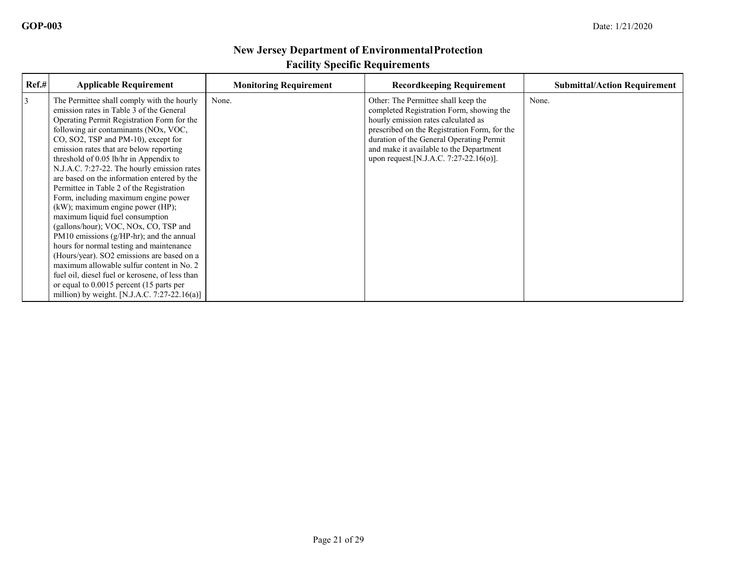# New Jersey Department of Environmental Protection
## Facility Specific Requirements

| Ref.# | Applicable Requirement | Monitoring Requirement | Recordkeeping Requirement | Submittal/Action Requirement |
|---|---|---|---|---|
| 3 | The Permittee shall comply with the hourly emission rates in Table 3 of the General Operating Permit Registration Form for the following air contaminants (NOx, VOC, CO, SO2, TSP and PM-10), except for emission rates that are below reporting threshold of 0.05 lb/hr in Appendix to N.J.A.C. 7:27-22. The hourly emission rates are based on the information entered by the Permittee in Table 2 of the Registration Form, including maximum engine power (kW); maximum engine power (HP); maximum liquid fuel consumption (gallons/hour); VOC, NOx, CO, TSP and PM10 emissions (g/HP-hr); and the annual hours for normal testing and maintenance (Hours/year). SO2 emissions are based on a maximum allowable sulfur content in No. 2 fuel oil, diesel fuel or kerosene, of less than or equal to 0.0015 percent (15 parts per million) by weight. [N.J.A.C. 7:27-22.16(a)] | None. | Other: The Permittee shall keep the completed Registration Form, showing the hourly emission rates calculated as prescribed on the Registration Form, for the duration of the General Operating Permit and make it available to the Department upon request.[N.J.A.C. 7:27-22.16(o)]. | None. |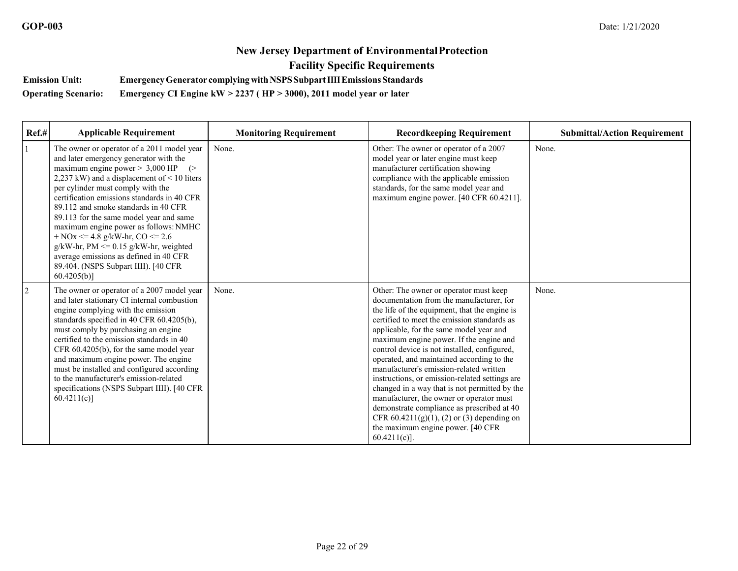## New Jersey Department of Environmental Protection

## Facility Specific Requirements

**Emission Unit:** Emergency Generator complying with NSPS Subpart IIII Emissions Standards

**Operating Scenario:** Emergency CI Engine kW > 2237 ( HP > 3000), 2011 model year or later

| Ref.# | Applicable Requirement | Monitoring Requirement | Recordkeeping Requirement | Submittal/Action Requirement |
|---|---|---|---|---|
| 1 | The owner or operator of a 2011 model year and later emergency generator with the maximum engine power > 3,000 HP (> 2,237 kW) and a displacement of < 10 liters per cylinder must comply with the certification emissions standards in 40 CFR 89.112 and smoke standards in 40 CFR 89.113 for the same model year and same maximum engine power as follows: NMHC + NOx <= 4.8 g/kW-hr, CO <= 2.6 g/kW-hr, PM <= 0.15 g/kW-hr, weighted average emissions as defined in 40 CFR 89.404. (NSPS Subpart IIII). [40 CFR 60.4205(b)] | None. | Other: The owner or operator of a 2007 model year or later engine must keep manufacturer certification showing compliance with the applicable emission standards, for the same model year and maximum engine power. [40 CFR 60.4211]. | None. |
| 2 | The owner or operator of a 2007 model year and later stationary CI internal combustion engine complying with the emission standards specified in 40 CFR 60.4205(b), must comply by purchasing an engine certified to the emission standards in 40 CFR 60.4205(b), for the same model year and maximum engine power. The engine must be installed and configured according to the manufacturer's emission-related specifications (NSPS Subpart IIII). [40 CFR 60.4211(c)] | None. | Other: The owner or operator must keep documentation from the manufacturer, for the life of the equipment, that the engine is certified to meet the emission standards as applicable, for the same model year and maximum engine power. If the engine and control device is not installed, configured, operated, and maintained according to the manufacturer's emission-related written instructions, or emission-related settings are changed in a way that is not permitted by the manufacturer, the owner or operator must demonstrate compliance as prescribed at 40 CFR 60.4211(g)(1), (2) or (3) depending on the maximum engine power. [40 CFR 60.4211(c)]. | None. |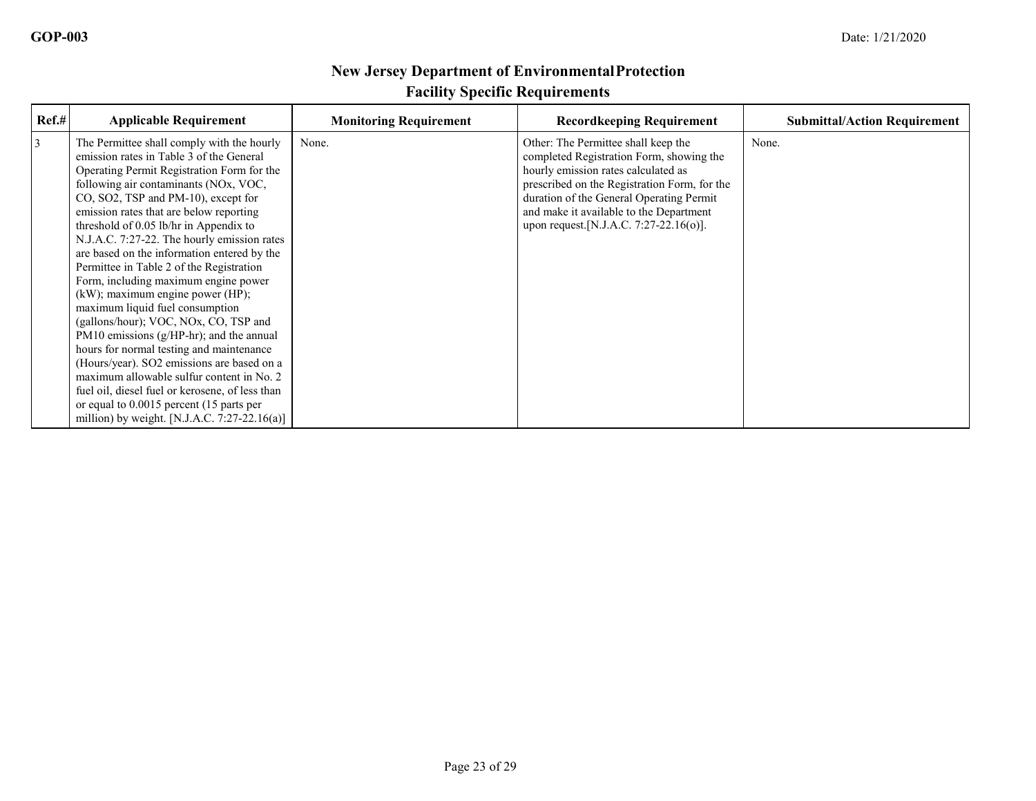# New Jersey Department of Environmental Protection
## Facility Specific Requirements

| Ref.# | Applicable Requirement | Monitoring Requirement | Recordkeeping Requirement | Submittal/Action Requirement |
|---|---|---|---|---|
| 3 | The Permittee shall comply with the hourly emission rates in Table 3 of the General Operating Permit Registration Form for the following air contaminants (NOx, VOC, CO, SO2, TSP and PM-10), except for emission rates that are below reporting threshold of 0.05 lb/hr in Appendix to N.J.A.C. 7:27-22. The hourly emission rates are based on the information entered by the Permittee in Table 2 of the Registration Form, including maximum engine power (kW); maximum engine power (HP); maximum liquid fuel consumption (gallons/hour); VOC, NOx, CO, TSP and PM10 emissions (g/HP-hr); and the annual hours for normal testing and maintenance (Hours/year). SO2 emissions are based on a maximum allowable sulfur content in No. 2 fuel oil, diesel fuel or kerosene, of less than or equal to 0.0015 percent (15 parts per million) by weight. [N.J.A.C. 7:27-22.16(a)] | None. | Other: The Permittee shall keep the completed Registration Form, showing the hourly emission rates calculated as prescribed on the Registration Form, for the duration of the General Operating Permit and make it available to the Department upon request.[N.J.A.C. 7:27-22.16(o)]. | None. |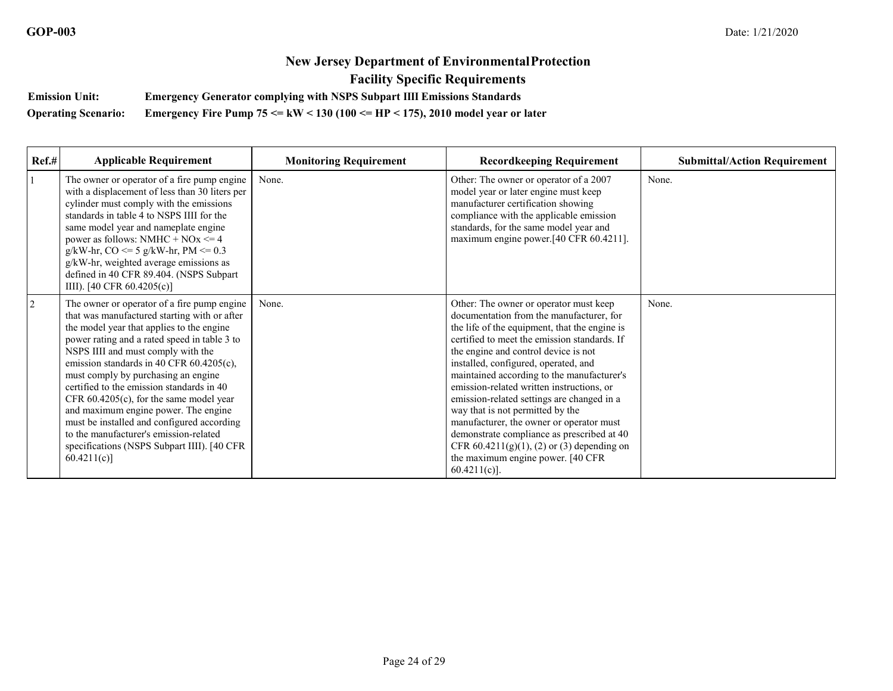## New Jersey Department of Environmental Protection
## Facility Specific Requirements

**Emission Unit:** Emergency Generator complying with NSPS Subpart IIII Emissions Standards

**Operating Scenario:** Emergency Fire Pump 75 <= kW < 130 (100 <= HP < 175), 2010 model year or later

| Ref.# | Applicable Requirement | Monitoring Requirement | Recordkeeping Requirement | Submittal/Action Requirement |
|---|---|---|---|---|
| 1 | The owner or operator of a fire pump engine with a displacement of less than 30 liters per cylinder must comply with the emissions standards in table 4 to NSPS IIII for the same model year and nameplate engine power as follows: NMHC + NOx <= 4 g/kW-hr, CO <= 5 g/kW-hr, PM <= 0.3 g/kW-hr, weighted average emissions as defined in 40 CFR 89.404. (NSPS Subpart IIII). [40 CFR 60.4205(c)] | None. | Other: The owner or operator of a 2007 model year or later engine must keep manufacturer certification showing compliance with the applicable emission standards, for the same model year and maximum engine power.[40 CFR 60.4211]. | None. |
| 2 | The owner or operator of a fire pump engine that was manufactured starting with or after the model year that applies to the engine power rating and a rated speed in table 3 to NSPS IIII and must comply with the emission standards in 40 CFR 60.4205(c), must comply by purchasing an engine certified to the emission standards in 40 CFR 60.4205(c), for the same model year and maximum engine power. The engine must be installed and configured according to the manufacturer's emission-related specifications (NSPS Subpart IIII). [40 CFR 60.4211(c)] | None. | Other: The owner or operator must keep documentation from the manufacturer, for the life of the equipment, that the engine is certified to meet the emission standards. If the engine and control device is not installed, configured, operated, and maintained according to the manufacturer's emission-related written instructions, or emission-related settings are changed in a way that is not permitted by the manufacturer, the owner or operator must demonstrate compliance as prescribed at 40 CFR 60.4211(g)(1), (2) or (3) depending on the maximum engine power. [40 CFR 60.4211(c)]. | None. |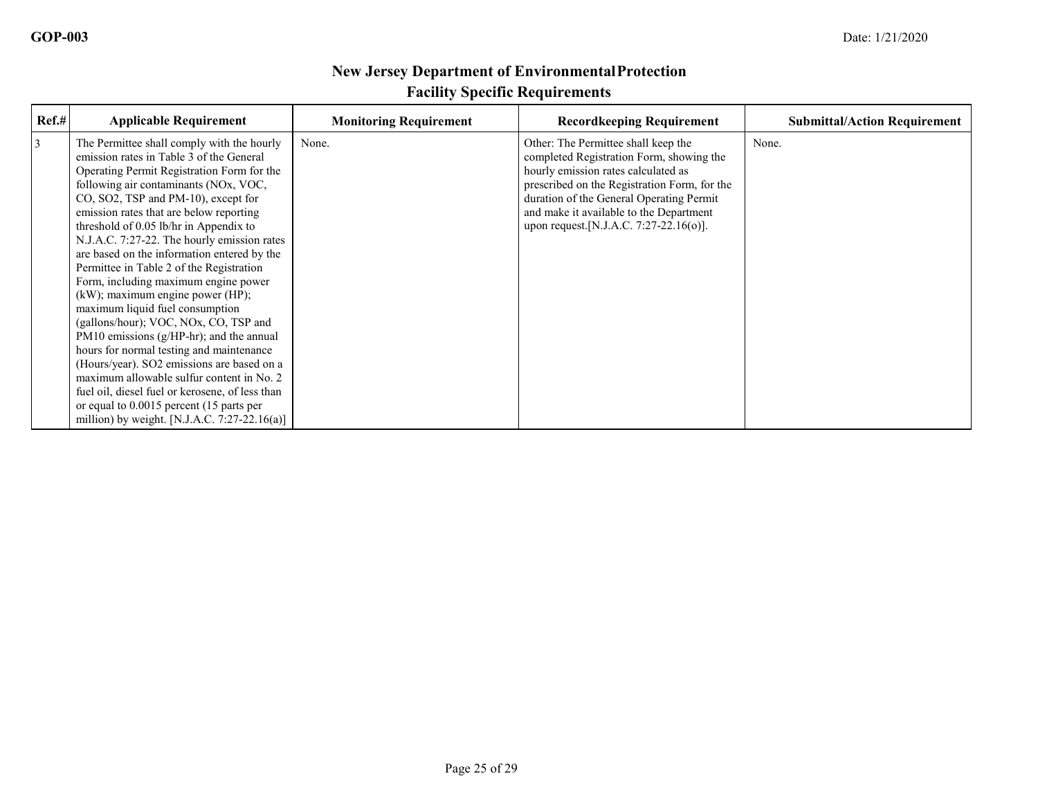## New Jersey Department of Environmental Protection
## Facility Specific Requirements

| Ref.# | Applicable Requirement | Monitoring Requirement | Recordkeeping Requirement | Submittal/Action Requirement |
|---|---|---|---|---|
| 3 | The Permittee shall comply with the hourly emission rates in Table 3 of the General Operating Permit Registration Form for the following air contaminants (NOx, VOC, CO, SO2, TSP and PM-10), except for emission rates that are below reporting threshold of 0.05 lb/hr in Appendix to N.J.A.C. 7:27-22. The hourly emission rates are based on the information entered by the Permittee in Table 2 of the Registration Form, including maximum engine power (kW); maximum engine power (HP); maximum liquid fuel consumption (gallons/hour); VOC, NOx, CO, TSP and PM10 emissions (g/HP-hr); and the annual hours for normal testing and maintenance (Hours/year). SO2 emissions are based on a maximum allowable sulfur content in No. 2 fuel oil, diesel fuel or kerosene, of less than or equal to 0.0015 percent (15 parts per million) by weight. [N.J.A.C. 7:27-22.16(a)] | None. | Other: The Permittee shall keep the completed Registration Form, showing the hourly emission rates calculated as prescribed on the Registration Form, for the duration of the General Operating Permit and make it available to the Department upon request.[N.J.A.C. 7:27-22.16(o)]. | None. |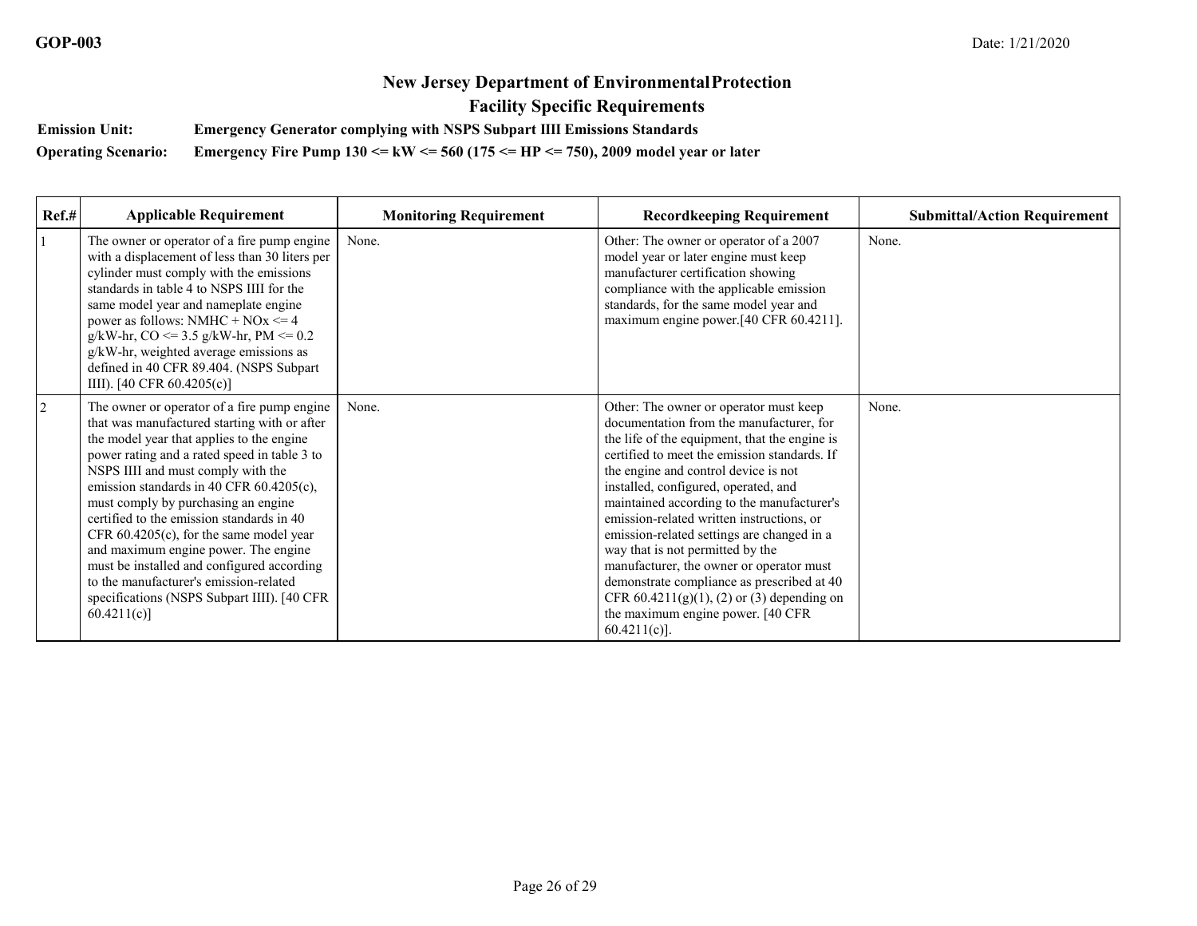## New Jersey Department of Environmental Protection

## Facility Specific Requirements

**Emission Unit:** Emergency Generator complying with NSPS Subpart IIII Emissions Standards

**Operating Scenario:** Emergency Fire Pump 130 <= kW <= 560 (175 <= HP <= 750), 2009 model year or later

| Ref.# | Applicable Requirement | Monitoring Requirement | Recordkeeping Requirement | Submittal/Action Requirement |
|---|---|---|---|---|
| 1 | The owner or operator of a fire pump engine with a displacement of less than 30 liters per cylinder must comply with the emissions standards in table 4 to NSPS IIII for the same model year and nameplate engine power as follows: NMHC + NOx <= 4 g/kW-hr, CO <= 3.5 g/kW-hr, PM <= 0.2 g/kW-hr, weighted average emissions as defined in 40 CFR 89.404. (NSPS Subpart IIII). [40 CFR 60.4205(c)] | None. | Other: The owner or operator of a 2007 model year or later engine must keep manufacturer certification showing compliance with the applicable emission standards, for the same model year and maximum engine power.[40 CFR 60.4211]. | None. |
| 2 | The owner or operator of a fire pump engine that was manufactured starting with or after the model year that applies to the engine power rating and a rated speed in table 3 to NSPS IIII and must comply with the emission standards in 40 CFR 60.4205(c), must comply by purchasing an engine certified to the emission standards in 40 CFR 60.4205(c), for the same model year and maximum engine power. The engine must be installed and configured according to the manufacturer's emission-related specifications (NSPS Subpart IIII). [40 CFR 60.4211(c)] | None. | Other: The owner or operator must keep documentation from the manufacturer, for the life of the equipment, that the engine is certified to meet the emission standards. If the engine and control device is not installed, configured, operated, and maintained according to the manufacturer's emission-related written instructions, or emission-related settings are changed in a way that is not permitted by the manufacturer, the owner or operator must demonstrate compliance as prescribed at 40 CFR 60.4211(g)(1), (2) or (3) depending on the maximum engine power. [40 CFR 60.4211(c)]. | None. |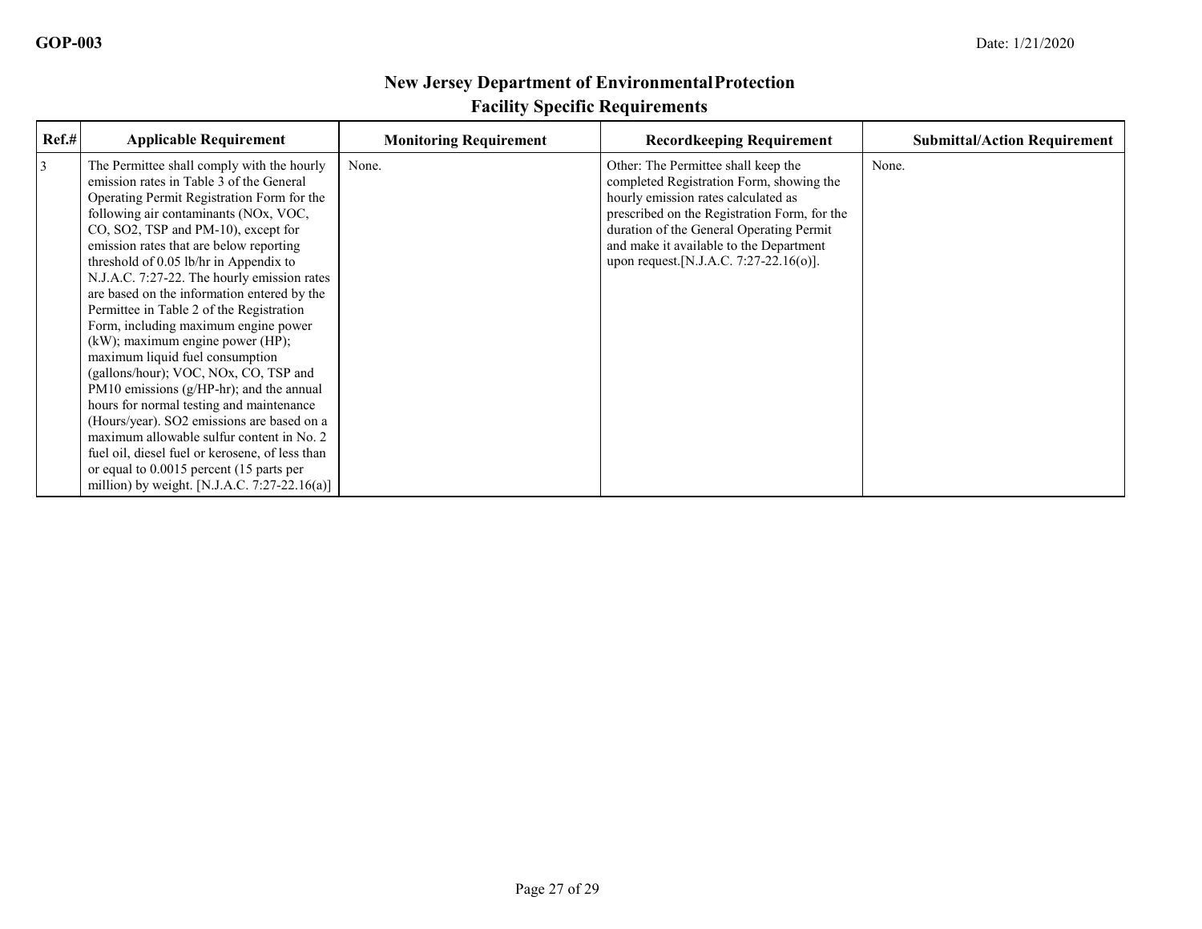## New Jersey Department of Environmental Protection
## Facility Specific Requirements

| Ref.# | Applicable Requirement | Monitoring Requirement | Recordkeeping Requirement | Submittal/Action Requirement |
|---|---|---|---|---|
| 3 | The Permittee shall comply with the hourly emission rates in Table 3 of the General Operating Permit Registration Form for the following air contaminants (NOx, VOC, CO, SO2, TSP and PM-10), except for emission rates that are below reporting threshold of 0.05 lb/hr in Appendix to N.J.A.C. 7:27-22. The hourly emission rates are based on the information entered by the Permittee in Table 2 of the Registration Form, including maximum engine power (kW); maximum engine power (HP); maximum liquid fuel consumption (gallons/hour); VOC, NOx, CO, TSP and PM10 emissions (g/HP-hr); and the annual hours for normal testing and maintenance (Hours/year). SO2 emissions are based on a maximum allowable sulfur content in No. 2 fuel oil, diesel fuel or kerosene, of less than or equal to 0.0015 percent (15 parts per million) by weight. [N.J.A.C. 7:27-22.16(a)] | None. | Other: The Permittee shall keep the completed Registration Form, showing the hourly emission rates calculated as prescribed on the Registration Form, for the duration of the General Operating Permit and make it available to the Department upon request.[N.J.A.C. 7:27-22.16(o)]. | None. |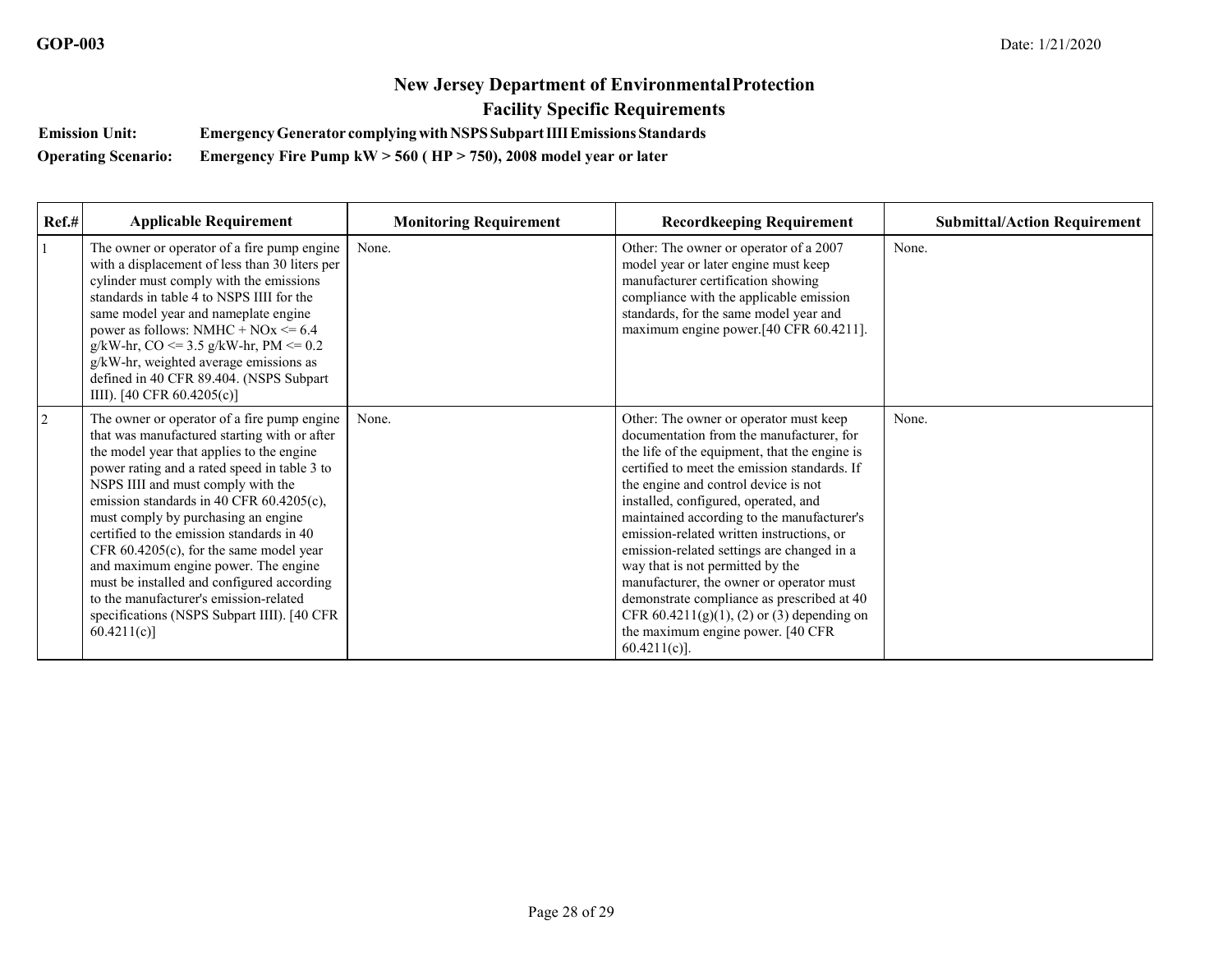# New Jersey Department of Environmental Protection

## Facility Specific Requirements

**Emission Unit:** Emergency Generator complying with NSPS Subpart IIII Emissions Standards

**Operating Scenario:** Emergency Fire Pump kW > 560 ( HP > 750), 2008 model year or later

| Ref.# | Applicable Requirement | Monitoring Requirement | Recordkeeping Requirement | Submittal/Action Requirement |
|---|---|---|---|---|
| 1 | The owner or operator of a fire pump engine with a displacement of less than 30 liters per cylinder must comply with the emissions standards in table 4 to NSPS IIII for the same model year and nameplate engine power as follows: NMHC + NOx <= 6.4 g/kW-hr, CO <= 3.5 g/kW-hr, PM <= 0.2 g/kW-hr, weighted average emissions as defined in 40 CFR 89.404. (NSPS Subpart IIII). [40 CFR 60.4205(c)] | None. | Other: The owner or operator of a 2007 model year or later engine must keep manufacturer certification showing compliance with the applicable emission standards, for the same model year and maximum engine power.[40 CFR 60.4211]. | None. |
| 2 | The owner or operator of a fire pump engine that was manufactured starting with or after the model year that applies to the engine power rating and a rated speed in table 3 to NSPS IIII and must comply with the emission standards in 40 CFR 60.4205(c), must comply by purchasing an engine certified to the emission standards in 40 CFR 60.4205(c), for the same model year and maximum engine power. The engine must be installed and configured according to the manufacturer's emission-related specifications (NSPS Subpart IIII). [40 CFR 60.4211(c)] | None. | Other: The owner or operator must keep documentation from the manufacturer, for the life of the equipment, that the engine is certified to meet the emission standards. If the engine and control device is not installed, configured, operated, and maintained according to the manufacturer's emission-related written instructions, or emission-related settings are changed in a way that is not permitted by the manufacturer, the owner or operator must demonstrate compliance as prescribed at 40 CFR 60.4211(g)(1), (2) or (3) depending on the maximum engine power. [40 CFR 60.4211(c)]. | None. |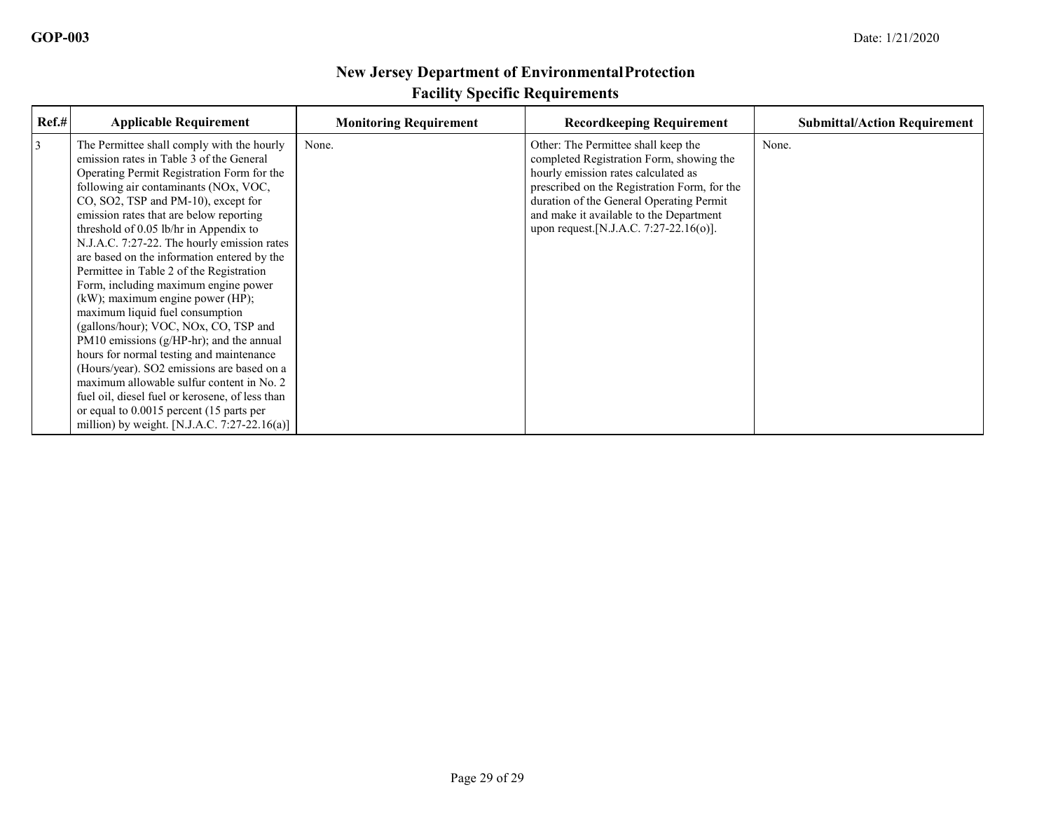## New Jersey Department of Environmental Protection
## Facility Specific Requirements

| Ref.# | Applicable Requirement | Monitoring Requirement | Recordkeeping Requirement | Submittal/Action Requirement |
|---|---|---|---|---|
| 3 | The Permittee shall comply with the hourly emission rates in Table 3 of the General Operating Permit Registration Form for the following air contaminants (NOx, VOC, CO, SO2, TSP and PM-10), except for emission rates that are below reporting threshold of 0.05 lb/hr in Appendix to N.J.A.C. 7:27-22. The hourly emission rates are based on the information entered by the Permittee in Table 2 of the Registration Form, including maximum engine power (kW); maximum engine power (HP); maximum liquid fuel consumption (gallons/hour); VOC, NOx, CO, TSP and PM10 emissions (g/HP-hr); and the annual hours for normal testing and maintenance (Hours/year). SO2 emissions are based on a maximum allowable sulfur content in No. 2 fuel oil, diesel fuel or kerosene, of less than or equal to 0.0015 percent (15 parts per million) by weight. [N.J.A.C. 7:27-22.16(a)] | None. | Other: The Permittee shall keep the completed Registration Form, showing the hourly emission rates calculated as prescribed on the Registration Form, for the duration of the General Operating Permit and make it available to the Department upon request.[N.J.A.C. 7:27-22.16(o)]. | None. |